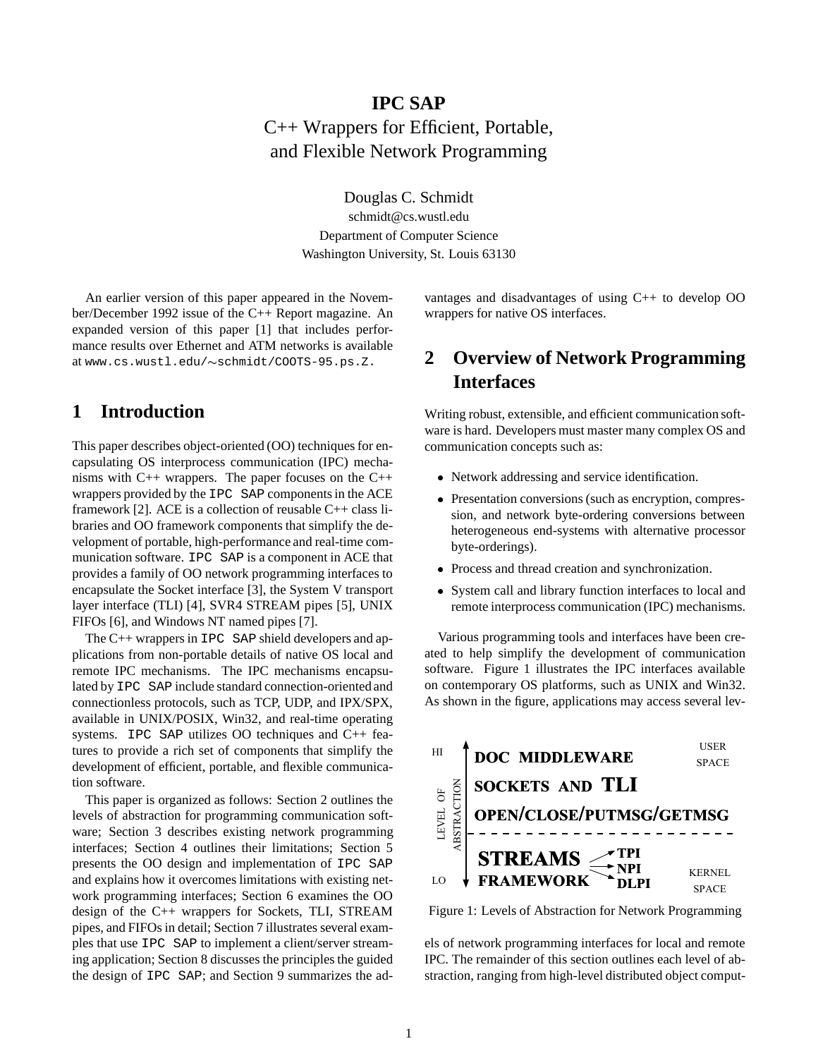# IPC SAP

## C++ Wrappers for Efficient, Portable, and Flexible Network Programming

Douglas C. Schmidt
schmidt@cs.wustl.edu
Department of Computer Science
Washington University, St. Louis 63130

An earlier version of this paper appeared in the November/December 1992 issue of the C++ Report magazine. An expanded version of this paper [1] that includes performance results over Ethernet and ATM networks is available at `www.cs.wustl.edu/~schmidt/COOTS-95.ps.Z`.

## 1 Introduction

This paper describes object-oriented (OO) techniques for encapsulating OS interprocess communication (IPC) mechanisms with C++ wrappers. The paper focuses on the C++ wrappers provided by the `IPC SAP` components in the ACE framework [2]. ACE is a collection of reusable C++ class libraries and OO framework components that simplify the development of portable, high-performance and real-time communication software. `IPC SAP` is a component in ACE that provides a family of OO network programming interfaces to encapsulate the Socket interface [3], the System V transport layer interface (TLI) [4], SVR4 STREAM pipes [5], UNIX FIFOs [6], and Windows NT named pipes [7].

The C++ wrappers in `IPC SAP` shield developers and applications from non-portable details of native OS local and remote IPC mechanisms. The IPC mechanisms encapsulated by `IPC SAP` include standard connection-oriented and connectionless protocols, such as TCP, UDP, and IPX/SPX, available in UNIX/POSIX, Win32, and real-time operating systems. `IPC SAP` utilizes OO techniques and C++ features to provide a rich set of components that simplify the development of efficient, portable, and flexible communication software.

This paper is organized as follows: Section 2 outlines the levels of abstraction for programming communication software; Section 3 describes existing network programming interfaces; Section 4 outlines their limitations; Section 5 presents the OO design and implementation of `IPC SAP` and explains how it overcomes limitations with existing network programming interfaces; Section 6 examines the OO design of the C++ wrappers for Sockets, TLI, STREAM pipes, and FIFOs in detail; Section 7 illustrates several examples that use `IPC SAP` to implement a client/server streaming application; Section 8 discusses the principles the guided the design of `IPC SAP`; and Section 9 summarizes the advantages and disadvantages of using C++ to develop OO wrappers for native OS interfaces.

## 2 Overview of Network Programming Interfaces

Writing robust, extensible, and efficient communication software is hard. Developers must master many complex OS and communication concepts such as:

- Network addressing and service identification.
- Presentation conversions (such as encryption, compression, and network byte-ordering conversions between heterogeneous end-systems with alternative processor byte-orderings).
- Process and thread creation and synchronization.
- System call and library function interfaces to local and remote interprocess communication (IPC) mechanisms.

Various programming tools and interfaces have been created to help simplify the development of communication software. Figure 1 illustrates the IPC interfaces available on contemporary OS platforms, such as UNIX and Win32. As shown in the figure, applications may access several levels of network programming interfaces for local and remote IPC. The remainder of this section outlines each level of abstraction, ranging from high-level distributed object comput-

| LEVEL OF ABSTRACTION | | |
| --- | --- | --- |
| HI | DOC MIDDLEWARE | USER SPACE |
| | SOCKETS AND TLI | |
| | OPEN/CLOSE/PUTMSG/GETMSG | |
| LO | STREAMS FRAMEWORK → TPI, NPI, DLPI | KERNEL SPACE |

Figure 1: Levels of Abstraction for Network Programming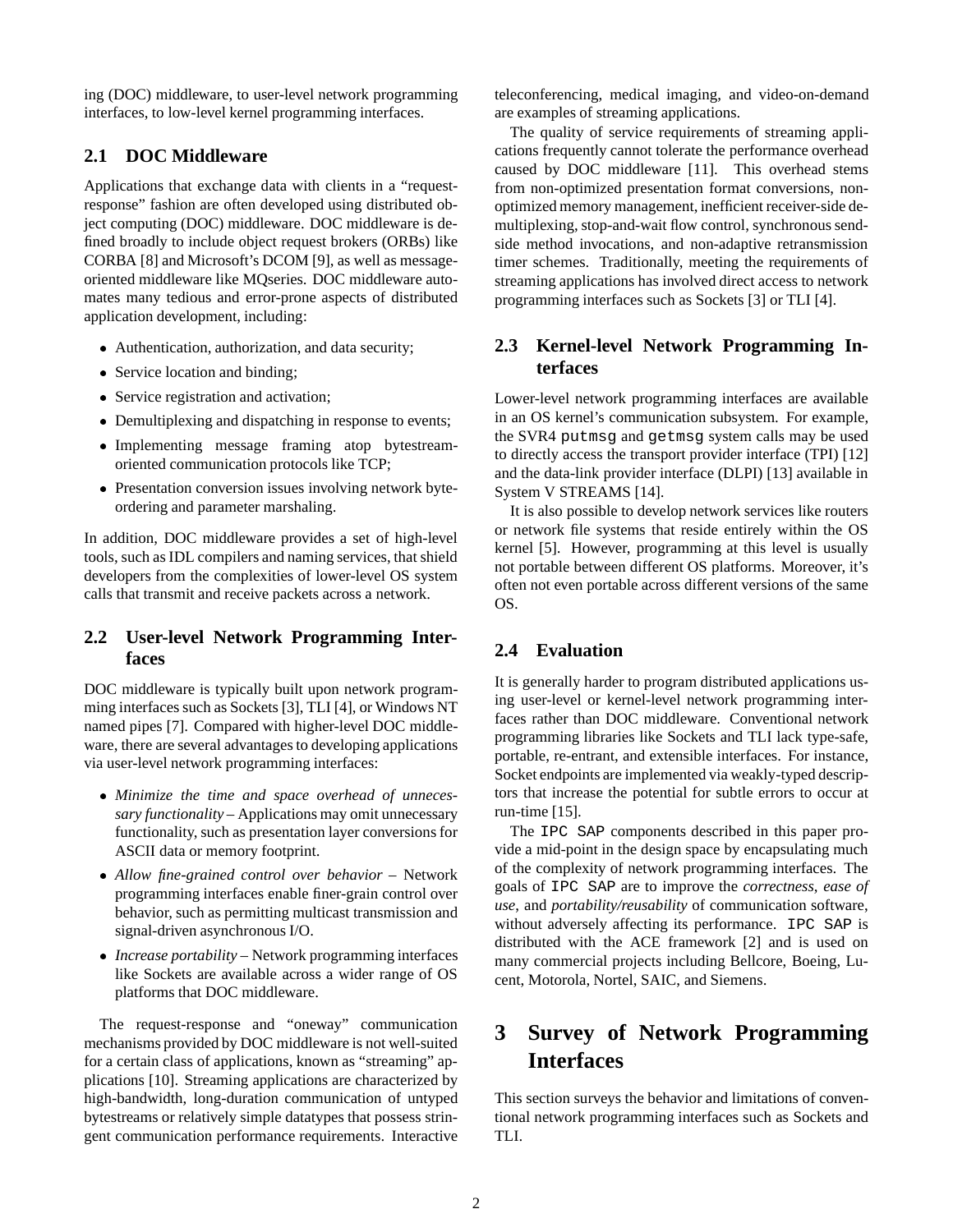ing (DOC) middleware, to user-level network programming interfaces, to low-level kernel programming interfaces.

## 2.1 DOC Middleware

Applications that exchange data with clients in a "request-response" fashion are often developed using distributed object computing (DOC) middleware. DOC middleware is defined broadly to include object request brokers (ORBs) like CORBA [8] and Microsoft's DCOM [9], as well as message-oriented middleware like MQseries. DOC middleware automates many tedious and error-prone aspects of distributed application development, including:

- Authentication, authorization, and data security;
- Service location and binding;
- Service registration and activation;
- Demultiplexing and dispatching in response to events;
- Implementing message framing atop bytestream-oriented communication protocols like TCP;
- Presentation conversion issues involving network byte-ordering and parameter marshaling.

In addition, DOC middleware provides a set of high-level tools, such as IDL compilers and naming services, that shield developers from the complexities of lower-level OS system calls that transmit and receive packets across a network.

## 2.2 User-level Network Programming Interfaces

DOC middleware is typically built upon network programming interfaces such as Sockets [3], TLI [4], or Windows NT named pipes [7]. Compared with higher-level DOC middleware, there are several advantages to developing applications via user-level network programming interfaces:

- *Minimize the time and space overhead of unnecessary functionality* – Applications may omit unnecessary functionality, such as presentation layer conversions for ASCII data or memory footprint.
- *Allow fine-grained control over behavior* – Network programming interfaces enable finer-grain control over behavior, such as permitting multicast transmission and signal-driven asynchronous I/O.
- *Increase portability* – Network programming interfaces like Sockets are available across a wider range of OS platforms that DOC middleware.

The request-response and "oneway" communication mechanisms provided by DOC middleware is not well-suited for a certain class of applications, known as "streaming" applications [10]. Streaming applications are characterized by high-bandwidth, long-duration communication of untyped bytestreams or relatively simple datatypes that possess stringent communication performance requirements. Interactive teleconferencing, medical imaging, and video-on-demand are examples of streaming applications.

The quality of service requirements of streaming applications frequently cannot tolerate the performance overhead caused by DOC middleware [11]. This overhead stems from non-optimized presentation format conversions, non-optimized memory management, inefficient receiver-side demultiplexing, stop-and-wait flow control, synchronous send-side method invocations, and non-adaptive retransmission timer schemes. Traditionally, meeting the requirements of streaming applications has involved direct access to network programming interfaces such as Sockets [3] or TLI [4].

## 2.3 Kernel-level Network Programming Interfaces

Lower-level network programming interfaces are available in an OS kernel's communication subsystem. For example, the SVR4 `putmsg` and `getmsg` system calls may be used to directly access the transport provider interface (TPI) [12] and the data-link provider interface (DLPI) [13] available in System V STREAMS [14].

It is also possible to develop network services like routers or network file systems that reside entirely within the OS kernel [5]. However, programming at this level is usually not portable between different OS platforms. Moreover, it's often not even portable across different versions of the same OS.

## 2.4 Evaluation

It is generally harder to program distributed applications using user-level or kernel-level network programming interfaces rather than DOC middleware. Conventional network programming libraries like Sockets and TLI lack type-safe, portable, re-entrant, and extensible interfaces. For instance, Socket endpoints are implemented via weakly-typed descriptors that increase the potential for subtle errors to occur at run-time [15].

The `IPC SAP` components described in this paper provide a mid-point in the design space by encapsulating much of the complexity of network programming interfaces. The goals of `IPC SAP` are to improve the *correctness*, *ease of use*, and *portability/reusability* of communication software, without adversely affecting its performance. `IPC SAP` is distributed with the ACE framework [2] and is used on many commercial projects including Bellcore, Boeing, Lucent, Motorola, Nortel, SAIC, and Siemens.

# 3 Survey of Network Programming Interfaces

This section surveys the behavior and limitations of conventional network programming interfaces such as Sockets and TLI.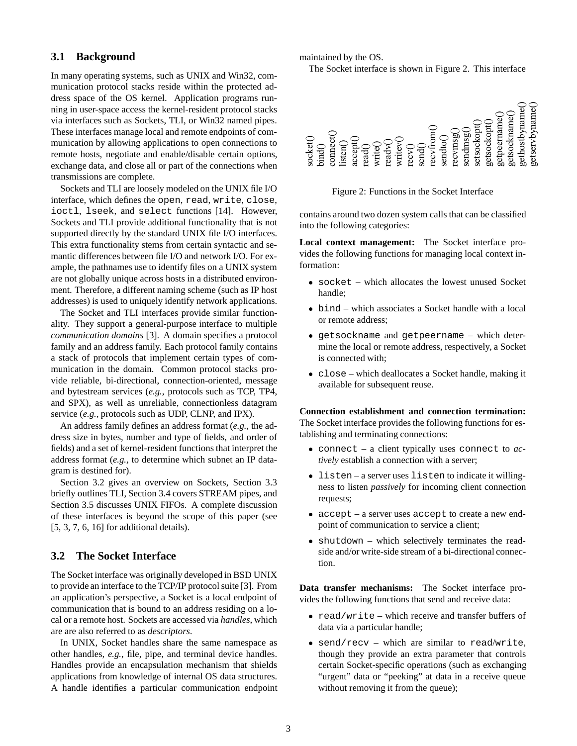## 3.1 Background

In many operating systems, such as UNIX and Win32, communication protocol stacks reside within the protected address space of the OS kernel. Application programs running in user-space access the kernel-resident protocol stacks via interfaces such as Sockets, TLI, or Win32 named pipes. These interfaces manage local and remote endpoints of communication by allowing applications to open connections to remote hosts, negotiate and enable/disable certain options, exchange data, and close all or part of the connections when transmissions are complete.

Sockets and TLI are loosely modeled on the UNIX file I/O interface, which defines the `open`, `read`, `write`, `close`, `ioctl`, `lseek`, and `select` functions [14]. However, Sockets and TLI provide additional functionality that is not supported directly by the standard UNIX file I/O interfaces. This extra functionality stems from certain syntactic and semantic differences between file I/O and network I/O. For example, the pathnames use to identify files on a UNIX system are not globally unique across hosts in a distributed environment. Therefore, a different naming scheme (such as IP host addresses) is used to uniquely identify network applications.

The Socket and TLI interfaces provide similar functionality. They support a general-purpose interface to multiple *communication domains* [3]. A domain specifies a protocol family and an address family. Each protocol family contains a stack of protocols that implement certain types of communication in the domain. Common protocol stacks provide reliable, bi-directional, connection-oriented, message and bytestream services (*e.g.*, protocols such as TCP, TP4, and SPX), as well as unreliable, connectionless datagram service (*e.g.*, protocols such as UDP, CLNP, and IPX).

An address family defines an address format (*e.g.*, the address size in bytes, number and type of fields, and order of fields) and a set of kernel-resident functions that interpret the address format (*e.g.*, to determine which subnet an IP datagram is destined for).

Section 3.2 gives an overview on Sockets, Section 3.3 briefly outlines TLI, Section 3.4 covers STREAM pipes, and Section 3.5 discusses UNIX FIFOs. A complete discussion of these interfaces is beyond the scope of this paper (see [5, 3, 7, 6, 16] for additional details).

## 3.2 The Socket Interface

The Socket interface was originally developed in BSD UNIX to provide an interface to the TCP/IP protocol suite [3]. From an application's perspective, a Socket is a local endpoint of communication that is bound to an address residing on a local or a remote host. Sockets are accessed via *handles*, which are are also referred to as *descriptors*.

In UNIX, Socket handles share the same namespace as other handles, *e.g.*, file, pipe, and terminal device handles. Handles provide an encapsulation mechanism that shields applications from knowledge of internal OS data structures. A handle identifies a particular communication endpoint maintained by the OS.

The Socket interface is shown in Figure 2. This interface

socket()
bind()
connect()
listen()
accept()
read()
write()
readv()
writev()
recv()
send()
recvfrom()
sendto()
recvmsg()
sendmsg()
setsockopt()
getsockopt()
getpeername()
getsockname()
gethostbyname()
getservbyname()

Figure 2: Functions in the Socket Interface

contains around two dozen system calls that can be classified into the following categories:

**Local context management:** The Socket interface provides the following functions for managing local context information:

- `socket` – which allocates the lowest unused Socket handle;
- `bind` – which associates a Socket handle with a local or remote address;
- `getsockname` and `getpeername` – which determine the local or remote address, respectively, a Socket is connected with;
- `close` – which deallocates a Socket handle, making it available for subsequent reuse.

**Connection establishment and connection termination:** The Socket interface provides the following functions for establishing and terminating connections:

- `connect` – a client typically uses `connect` to *actively* establish a connection with a server;
- `listen` – a server uses `listen` to indicate it willingness to listen *passively* for incoming client connection requests;
- `accept` – a server uses `accept` to create a new endpoint of communication to service a client;
- `shutdown` – which selectively terminates the read-side and/or write-side stream of a bi-directional connection.

**Data transfer mechanisms:** The Socket interface provides the following functions that send and receive data:

- `read/write` – which receive and transfer buffers of data via a particular handle;
- `send/recv` – which are similar to `read`/`write`, though they provide an extra parameter that controls certain Socket-specific operations (such as exchanging "urgent" data or "peeking" at data in a receive queue without removing it from the queue);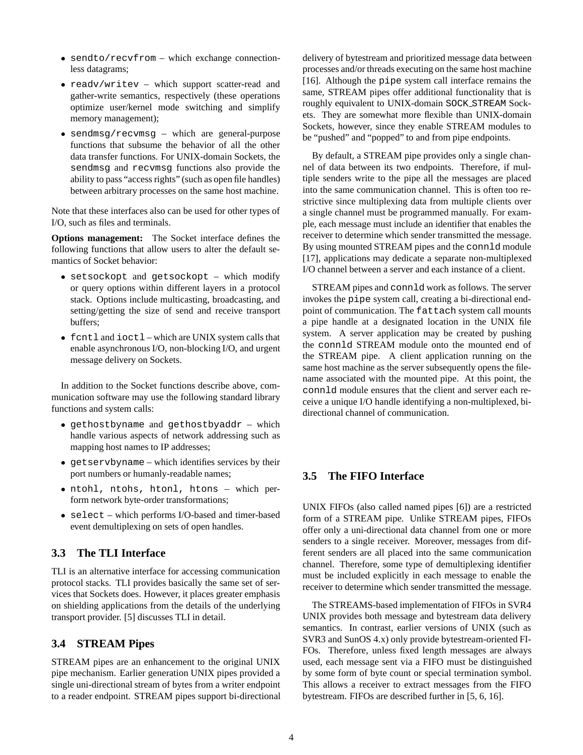- `sendto/recvfrom` – which exchange connectionless datagrams;
- `readv/writev` – which support scatter-read and gather-write semantics, respectively (these operations optimize user/kernel mode switching and simplify memory management);
- `sendmsg/recvmsg` – which are general-purpose functions that subsume the behavior of all the other data transfer functions. For UNIX-domain Sockets, the `sendmsg` and `recvmsg` functions also provide the ability to pass "access rights" (such as open file handles) between arbitrary processes on the same host machine.

Note that these interfaces also can be used for other types of I/O, such as files and terminals.

**Options management:** The Socket interface defines the following functions that allow users to alter the default semantics of Socket behavior:

- `setsockopt` and `getsockopt` – which modify or query options within different layers in a protocol stack. Options include multicasting, broadcasting, and setting/getting the size of send and receive transport buffers;
- `fcntl` and `ioctl` – which are UNIX system calls that enable asynchronous I/O, non-blocking I/O, and urgent message delivery on Sockets.

In addition to the Socket functions describe above, communication software may use the following standard library functions and system calls:

- `gethostbyname` and `gethostbyaddr` – which handle various aspects of network addressing such as mapping host names to IP addresses;
- `getservbyname` – which identifies services by their port numbers or humanly-readable names;
- `ntohl, ntohs, htonl, htons` – which perform network byte-order transformations;
- `select` – which performs I/O-based and timer-based event demultiplexing on sets of open handles.

### 3.3 The TLI Interface

TLI is an alternative interface for accessing communication protocol stacks. TLI provides basically the same set of services that Sockets does. However, it places greater emphasis on shielding applications from the details of the underlying transport provider. [5] discusses TLI in detail.

### 3.4 STREAM Pipes

STREAM pipes are an enhancement to the original UNIX pipe mechanism. Earlier generation UNIX pipes provided a single uni-directional stream of bytes from a writer endpoint to a reader endpoint. STREAM pipes support bi-directional delivery of bytestream and prioritized message data between processes and/or threads executing on the same host machine [16]. Although the `pipe` system call interface remains the same, STREAM pipes offer additional functionality that is roughly equivalent to UNIX-domain `SOCK_STREAM` Sockets. They are somewhat more flexible than UNIX-domain Sockets, however, since they enable STREAM modules to be "pushed" and "popped" to and from pipe endpoints.

By default, a STREAM pipe provides only a single channel of data between its two endpoints. Therefore, if multiple senders write to the pipe all the messages are placed into the same communication channel. This is often too restrictive since multiplexing data from multiple clients over a single channel must be programmed manually. For example, each message must include an identifier that enables the receiver to determine which sender transmitted the message. By using mounted STREAM pipes and the `connld` module [17], applications may dedicate a separate non-multiplexed I/O channel between a server and each instance of a client.

STREAM pipes and `connld` work as follows. The server invokes the `pipe` system call, creating a bi-directional endpoint of communication. The `fattach` system call mounts a pipe handle at a designated location in the UNIX file system. A server application may be created by pushing the `connld` STREAM module onto the mounted end of the STREAM pipe. A client application running on the same host machine as the server subsequently opens the filename associated with the mounted pipe. At this point, the `connld` module ensures that the client and server each receive a unique I/O handle identifying a non-multiplexed, bi-directional channel of communication.

### 3.5 The FIFO Interface

UNIX FIFOs (also called named pipes [6]) are a restricted form of a STREAM pipe. Unlike STREAM pipes, FIFOs offer only a uni-directional data channel from one or more senders to a single receiver. Moreover, messages from different senders are all placed into the same communication channel. Therefore, some type of demultiplexing identifier must be included explicitly in each message to enable the receiver to determine which sender transmitted the message.

The STREAMS-based implementation of FIFOs in SVR4 UNIX provides both message and bytestream data delivery semantics. In contrast, earlier versions of UNIX (such as SVR3 and SunOS 4.x) only provide bytestream-oriented FIFOs. Therefore, unless fixed length messages are always used, each message sent via a FIFO must be distinguished by some form of byte count or special termination symbol. This allows a receiver to extract messages from the FIFO bytestream. FIFOs are described further in [5, 6, 16].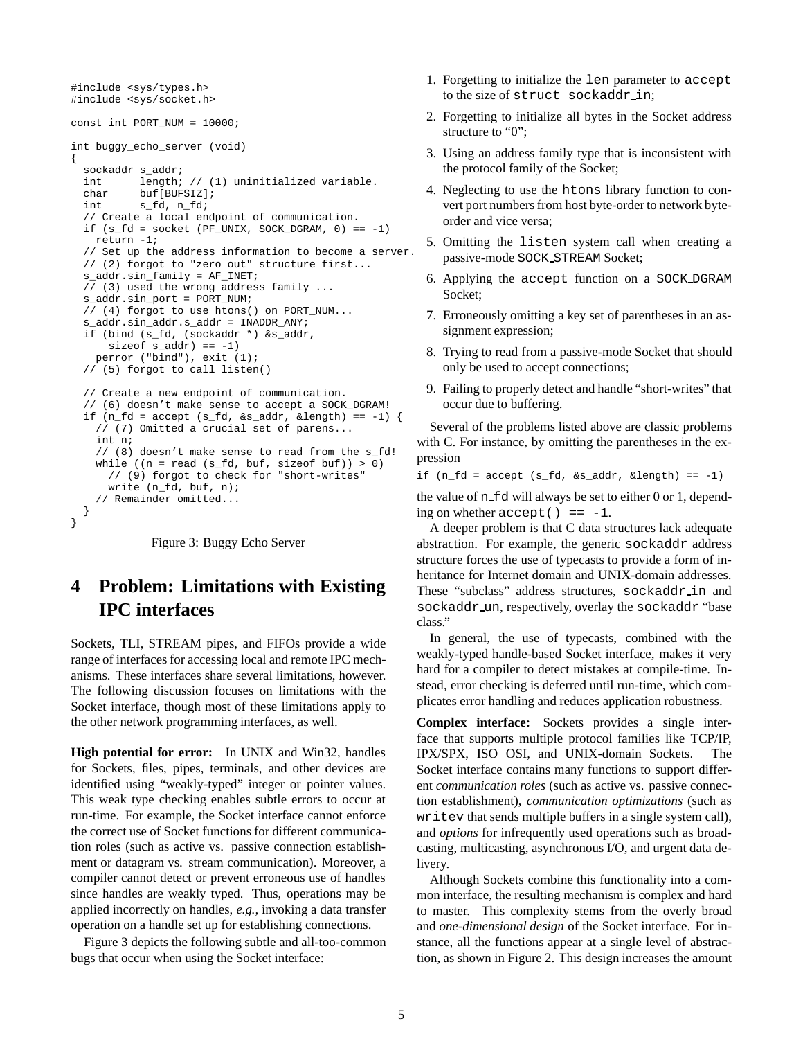```
#include <sys/types.h>
#include <sys/socket.h>

const int PORT_NUM = 10000;

int buggy_echo_server (void)
{
  sockaddr s_addr;
  int      length; // (1) uninitialized variable.
  char     buf[BUFSIZ];
  int      s_fd, n_fd;
  // Create a local endpoint of communication.
  if (s_fd = socket (PF_UNIX, SOCK_DGRAM, 0) == -1)
    return -1;
  // Set up the address information to become a server.
  // (2) forgot to "zero out" structure first...
  s_addr.sin_family = AF_INET;
  // (3) used the wrong address family ...
  s_addr.sin_port = PORT_NUM;
  // (4) forgot to use htons() on PORT_NUM...
  s_addr.sin_addr.s_addr = INADDR_ANY;
  if (bind (s_fd, (sockaddr *) &s_addr,
      sizeof s_addr) == -1)
    perror ("bind"), exit (1);
  // (5) forgot to call listen()

  // Create a new endpoint of communication.
  // (6) doesn't make sense to accept a SOCK_DGRAM!
  if (n_fd = accept (s_fd, &s_addr, &length) == -1) {
    // (7) Omitted a crucial set of parens...
    int n;
    // (8) doesn't make sense to read from the s_fd!
    while ((n = read (s_fd, buf, sizeof buf)) > 0)
      // (9) forgot to check for "short-writes"
      write (n_fd, buf, n);
    // Remainder omitted...
  }
}
```

Figure 3: Buggy Echo Server

# 4 Problem: Limitations with Existing IPC interfaces

Sockets, TLI, STREAM pipes, and FIFOs provide a wide range of interfaces for accessing local and remote IPC mechanisms. These interfaces share several limitations, however. The following discussion focuses on limitations with the Socket interface, though most of these limitations apply to the other network programming interfaces, as well.

**High potential for error:** In UNIX and Win32, handles for Sockets, files, pipes, terminals, and other devices are identified using "weakly-typed" integer or pointer values. This weak type checking enables subtle errors to occur at run-time. For example, the Socket interface cannot enforce the correct use of Socket functions for different communication roles (such as active vs. passive connection establishment or datagram vs. stream communication). Moreover, a compiler cannot detect or prevent erroneous use of handles since handles are weakly typed. Thus, operations may be applied incorrectly on handles, *e.g.,* invoking a data transfer operation on a handle set up for establishing connections.

Figure 3 depicts the following subtle and all-too-common bugs that occur when using the Socket interface:

1. Forgetting to initialize the `len` parameter to `accept` to the size of `struct sockaddr_in`;
2. Forgetting to initialize all bytes in the Socket address structure to "0";
3. Using an address family type that is inconsistent with the protocol family of the Socket;
4. Neglecting to use the `htons` library function to convert port numbers from host byte-order to network byte-order and vice versa;
5. Omitting the `listen` system call when creating a passive-mode `SOCK_STREAM` Socket;
6. Applying the `accept` function on a `SOCK_DGRAM` Socket;
7. Erroneously omitting a key set of parentheses in an assignment expression;
8. Trying to read from a passive-mode Socket that should only be used to accept connections;
9. Failing to properly detect and handle "short-writes" that occur due to buffering.

Several of the problems listed above are classic problems with C. For instance, by omitting the parentheses in the expression

```
if (n_fd = accept (s_fd, &s_addr, &length) == -1)
```

the value of `n_fd` will always be set to either 0 or 1, depending on whether `accept() == -1`.

A deeper problem is that C data structures lack adequate abstraction. For example, the generic `sockaddr` address structure forces the use of typecasts to provide a form of inheritance for Internet domain and UNIX-domain addresses. These "subclass" address structures, `sockaddr_in` and `sockaddr_un`, respectively, overlay the `sockaddr` "base class."

In general, the use of typecasts, combined with the weakly-typed handle-based Socket interface, makes it very hard for a compiler to detect mistakes at compile-time. Instead, error checking is deferred until run-time, which complicates error handling and reduces application robustness.

**Complex interface:** Sockets provides a single interface that supports multiple protocol families like TCP/IP, IPX/SPX, ISO OSI, and UNIX-domain Sockets. The Socket interface contains many functions to support different *communication roles* (such as active vs. passive connection establishment), *communication optimizations* (such as `writev` that sends multiple buffers in a single system call), and *options* for infrequently used operations such as broadcasting, multicasting, asynchronous I/O, and urgent data delivery.

Although Sockets combine this functionality into a common interface, the resulting mechanism is complex and hard to master. This complexity stems from the overly broad and *one-dimensional design* of the Socket interface. For instance, all the functions appear at a single level of abstraction, as shown in Figure 2. This design increases the amount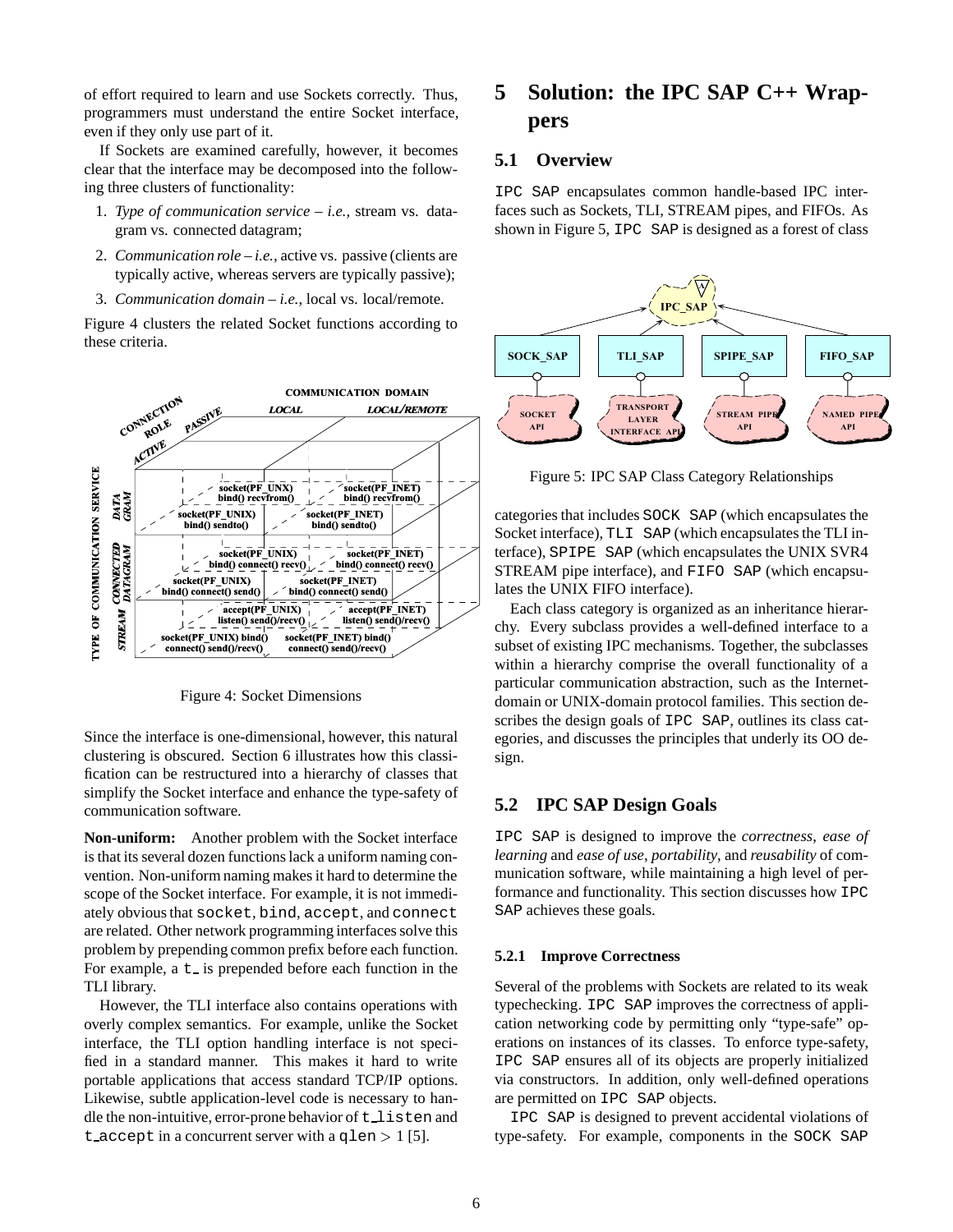of effort required to learn and use Sockets correctly. Thus, programmers must understand the entire Socket interface, even if they only use part of it.

If Sockets are examined carefully, however, it becomes clear that the interface may be decomposed into the following three clusters of functionality:

1. *Type of communication service – i.e.,* stream vs. datagram vs. connected datagram;
2. *Communication role – i.e.,* active vs. passive (clients are typically active, whereas servers are typically passive);
3. *Communication domain – i.e.,* local vs. local/remote.

Figure 4 clusters the related Socket functions according to these criteria.

COMMUNICATION DOMAIN
LOCAL
LOCAL/REMOTE
CONNECTION ROLE
PASSIVE
ACTIVE
TYPE OF COMMUNICATION SERVICE
DATA GRAM
CONNECTED DATAGRAM
STREAM
socket(PF_UNIX) bind() recvfrom()
socket(PF_INET) bind() recvfrom()
socket(PF_UNIX) bind() sendto()
socket(PF_INET) bind() sendto()
socket(PF_UNIX) bind() connect() recv()
socket(PF_INET) bind() connect() recv()
socket(PF_UNIX) bind() connect() send()
socket(PF_INET) bind() connect() send()
accept(PF_UNIX) listen() send()/recv()
accept(PF_INET) listen() send()/recv()
socket(PF_UNIX) bind() connect() send()/recv()
socket(PF_INET) bind() connect() send()/recv()

Figure 4: Socket Dimensions

Since the interface is one-dimensional, however, this natural clustering is obscured. Section 6 illustrates how this classification can be restructured into a hierarchy of classes that simplify the Socket interface and enhance the type-safety of communication software.

**Non-uniform:** Another problem with the Socket interface is that its several dozen functions lack a uniform naming convention. Non-uniform naming makes it hard to determine the scope of the Socket interface. For example, it is not immediately obvious that `socket`, `bind`, `accept`, and `connect` are related. Other network programming interfaces solve this problem by prepending common prefix before each function. For example, a `t_` is prepended before each function in the TLI library.

However, the TLI interface also contains operations with overly complex semantics. For example, unlike the Socket interface, the TLI option handling interface is not specified in a standard manner. This makes it hard to write portable applications that access standard TCP/IP options. Likewise, subtle application-level code is necessary to handle the non-intuitive, error-prone behavior of `t_listen` and `t_accept` in a concurrent server with a `qlen` $> 1$ [5].

# 5 Solution: the IPC SAP C++ Wrappers

## 5.1 Overview

`IPC SAP` encapsulates common handle-based IPC interfaces such as Sockets, TLI, STREAM pipes, and FIFOs. As shown in Figure 5, `IPC SAP` is designed as a forest of class

IPC_SAP
SOCK_SAP
TLI_SAP
SPIPE_SAP
FIFO_SAP
SOCKET API
TRANSPORT LAYER INTERFACE API
STREAM PIPE API
NAMED PIPE API

Figure 5: IPC SAP Class Category Relationships

categories that includes `SOCK SAP` (which encapsulates the Socket interface), `TLI SAP` (which encapsulates the TLI interface), `SPIPE SAP` (which encapsulates the UNIX SVR4 STREAM pipe interface), and `FIFO SAP` (which encapsulates the UNIX FIFO interface).

Each class category is organized as an inheritance hierarchy. Every subclass provides a well-defined interface to a subset of existing IPC mechanisms. Together, the subclasses within a hierarchy comprise the overall functionality of a particular communication abstraction, such as the Internet-domain or UNIX-domain protocol families. This section describes the design goals of `IPC SAP`, outlines its class categories, and discusses the principles that underly its OO design.

## 5.2 IPC SAP Design Goals

`IPC SAP` is designed to improve the *correctness*, *ease of learning* and *ease of use*, *portability*, and *reusability* of communication software, while maintaining a high level of performance and functionality. This section discusses how `IPC SAP` achieves these goals.

### 5.2.1 Improve Correctness

Several of the problems with Sockets are related to its weak typechecking. `IPC SAP` improves the correctness of application networking code by permitting only "type-safe" operations on instances of its classes. To enforce type-safety, `IPC SAP` ensures all of its objects are properly initialized via constructors. In addition, only well-defined operations are permitted on `IPC SAP` objects.

`IPC SAP` is designed to prevent accidental violations of type-safety. For example, components in the `SOCK SAP`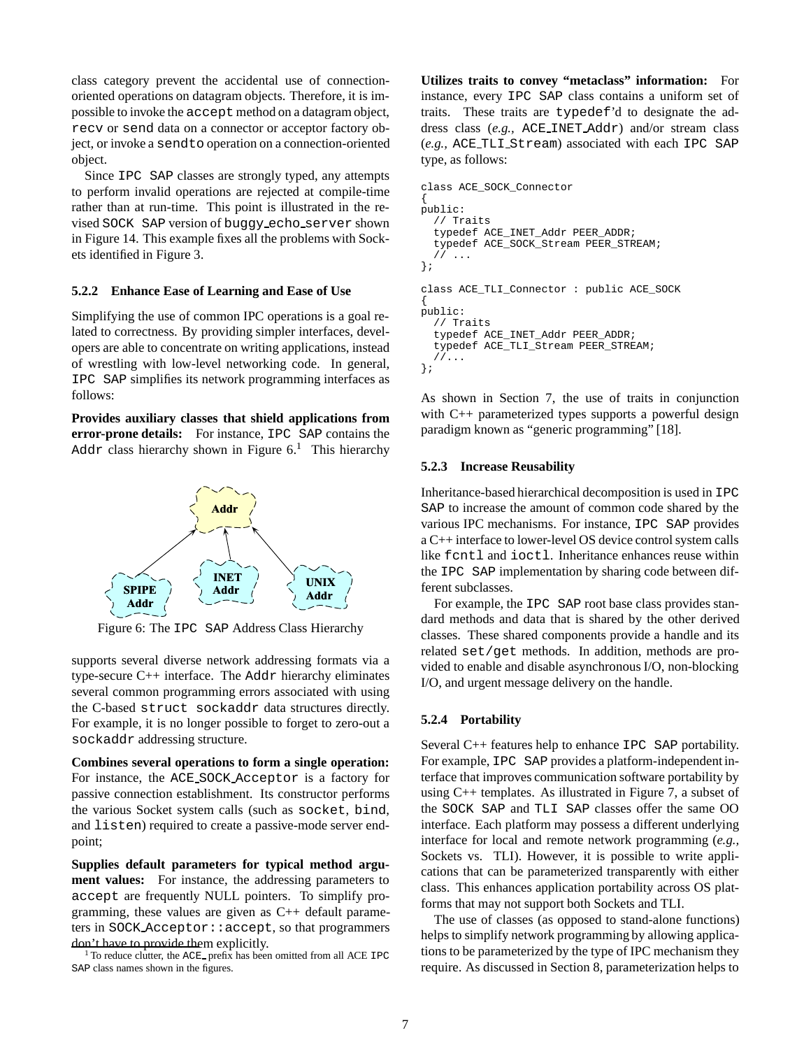class category prevent the accidental use of connection-oriented operations on datagram objects. Therefore, it is impossible to invoke the `accept` method on a datagram object, `recv` or `send` data on a connector or acceptor factory object, or invoke a `sendto` operation on a connection-oriented object.

Since `IPC SAP` classes are strongly typed, any attempts to perform invalid operations are rejected at compile-time rather than at run-time. This point is illustrated in the revised `SOCK SAP` version of `buggy_echo_server` shown in Figure 14. This example fixes all the problems with Sockets identified in Figure 3.

### 5.2.2 Enhance Ease of Learning and Ease of Use

Simplifying the use of common IPC operations is a goal related to correctness. By providing simpler interfaces, developers are able to concentrate on writing applications, instead of wrestling with low-level networking code. In general, `IPC SAP` simplifies its network programming interfaces as follows:

**Provides auxiliary classes that shield applications from error-prone details:** For instance, `IPC SAP` contains the `Addr` class hierarchy shown in Figure 6.[1] This hierarchy supports several diverse network addressing formats via a type-secure C++ interface. The `Addr` hierarchy eliminates several common programming errors associated with using the C-based `struct sockaddr` data structures directly. For example, it is no longer possible to forget to zero-out a `sockaddr` addressing structure.

Addr

SPIPE Addr

INET Addr

UNIX Addr

Figure 6: The `IPC SAP` Address Class Hierarchy

**Combines several operations to form a single operation:** For instance, the `ACE_SOCK_Acceptor` is a factory for passive connection establishment. Its constructor performs the various Socket system calls (such as `socket`, `bind`, and `listen`) required to create a passive-mode server endpoint;

**Supplies default parameters for typical method argument values:** For instance, the addressing parameters to `accept` are frequently NULL pointers. To simplify programming, these values are given as C++ default parameters in `SOCK_Acceptor::accept`, so that programmers don't have to provide them explicitly.

[1] To reduce clutter, the `ACE_` prefix has been omitted from all ACE `IPC SAP` class names shown in the figures.

**Utilizes traits to convey "metaclass" information:** For instance, every `IPC SAP` class contains a uniform set of traits. These traits are `typedef`'d to designate the address class (*e.g.,* `ACE_INET_Addr`) and/or stream class (*e.g.,* `ACE_TLI_Stream`) associated with each `IPC SAP` type, as follows:

```
class ACE_SOCK_Connector
{
public:
  // Traits
  typedef ACE_INET_Addr PEER_ADDR;
  typedef ACE_SOCK_Stream PEER_STREAM;
  // ...
};

class ACE_TLI_Connector : public ACE_SOCK
{
public:
  // Traits
  typedef ACE_INET_Addr PEER_ADDR;
  typedef ACE_TLI_Stream PEER_STREAM;
  //...
};
```

As shown in Section 7, the use of traits in conjunction with C++ parameterized types supports a powerful design paradigm known as "generic programming" [18].

### 5.2.3 Increase Reusability

Inheritance-based hierarchical decomposition is used in `IPC SAP` to increase the amount of common code shared by the various IPC mechanisms. For instance, `IPC SAP` provides a C++ interface to lower-level OS device control system calls like `fcntl` and `ioctl`. Inheritance enhances reuse within the `IPC SAP` implementation by sharing code between different subclasses.

For example, the `IPC SAP` root base class provides standard methods and data that is shared by the other derived classes. These shared components provide a handle and its related `set/get` methods. In addition, methods are provided to enable and disable asynchronous I/O, non-blocking I/O, and urgent message delivery on the handle.

### 5.2.4 Portability

Several C++ features help to enhance `IPC SAP` portability. For example, `IPC SAP` provides a platform-independent interface that improves communication software portability by using C++ templates. As illustrated in Figure 7, a subset of the `SOCK SAP` and `TLI SAP` classes offer the same OO interface. Each platform may possess a different underlying interface for local and remote network programming (*e.g.,* Sockets vs. TLI). However, it is possible to write applications that can be parameterized transparently with either class. This enhances application portability across OS platforms that may not support both Sockets and TLI.

The use of classes (as opposed to stand-alone functions) helps to simplify network programming by allowing applications to be parameterized by the type of IPC mechanism they require. As discussed in Section 8, parameterization helps to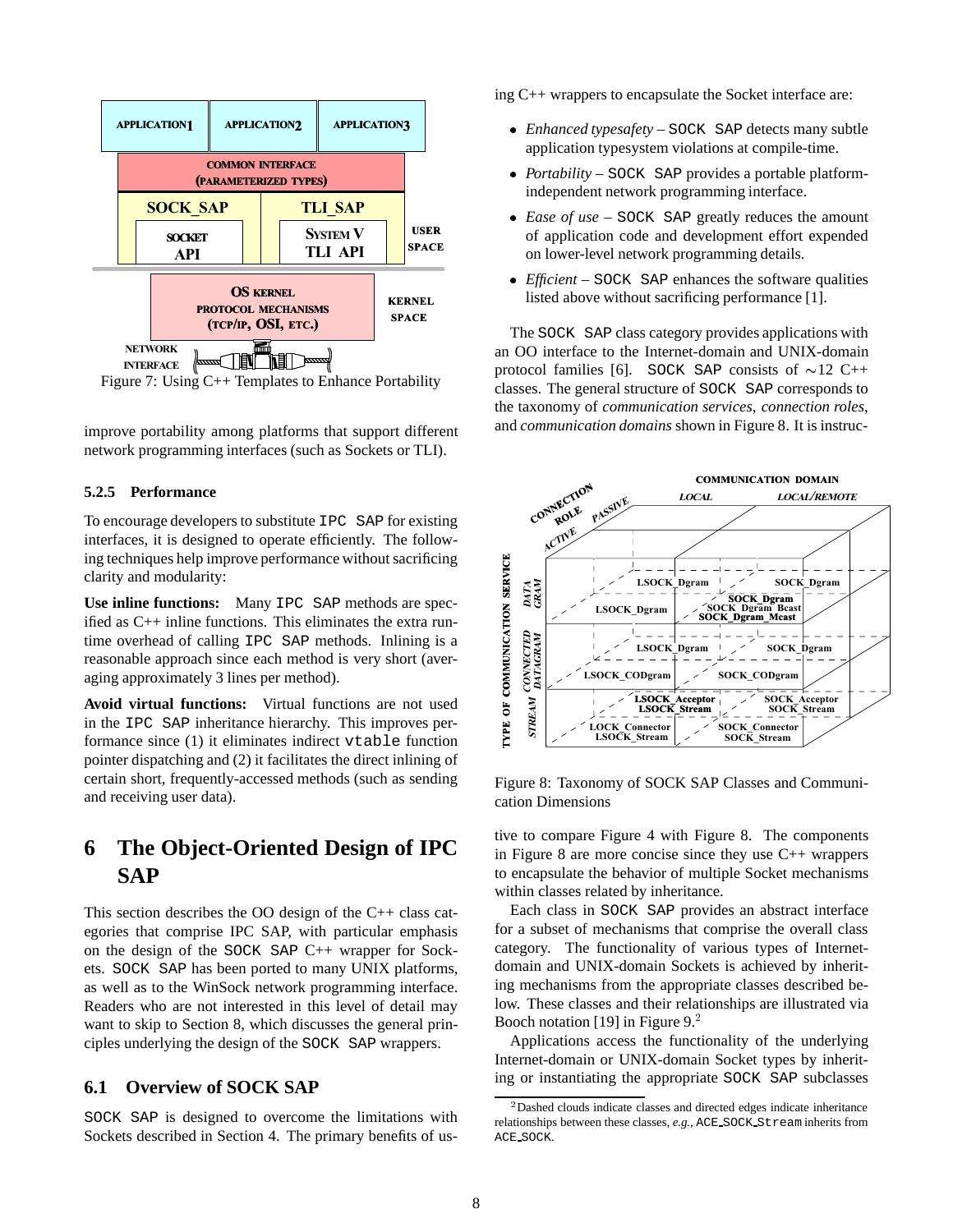APPLICATION1 APPLICATION2 APPLICATION3

COMMON INTERFACE (PARAMETERIZED TYPES)

SOCK_SAP

SOCKET API

TLI_SAP

SYSTEM V TLI API

USER SPACE

OS KERNEL PROTOCOL MECHANISMS (TCP/IP, OSI, ETC.)

KERNEL SPACE

NETWORK INTERFACE

Figure 7: Using C++ Templates to Enhance Portability

improve portability among platforms that support different network programming interfaces (such as Sockets or TLI).

### 5.2.5 Performance

To encourage developers to substitute IPC SAP for existing interfaces, it is designed to operate efficiently. The following techniques help improve performance without sacrificing clarity and modularity:

**Use inline functions:** Many IPC SAP methods are specified as C++ inline functions. This eliminates the extra runtime overhead of calling IPC SAP methods. Inlining is a reasonable approach since each method is very short (averaging approximately 3 lines per method).

**Avoid virtual functions:** Virtual functions are not used in the IPC SAP inheritance hierarchy. This improves performance since (1) it eliminates indirect vtable function pointer dispatching and (2) it facilitates the direct inlining of certain short, frequently-accessed methods (such as sending and receiving user data).

# 6 The Object-Oriented Design of IPC SAP

This section describes the OO design of the C++ class categories that comprise IPC SAP, with particular emphasis on the design of the SOCK SAP C++ wrapper for Sockets. SOCK SAP has been ported to many UNIX platforms, as well as to the WinSock network programming interface. Readers who are not interested in this level of detail may want to skip to Section 8, which discusses the general principles underlying the design of the SOCK SAP wrappers.

## 6.1 Overview of SOCK SAP

SOCK SAP is designed to overcome the limitations with Sockets described in Section 4. The primary benefits of using C++ wrappers to encapsulate the Socket interface are:

- *Enhanced typesafety* – SOCK SAP detects many subtle application typesystem violations at compile-time.
- *Portability* – SOCK SAP provides a portable platform-independent network programming interface.
- *Ease of use* – SOCK SAP greatly reduces the amount of application code and development effort expended on lower-level network programming details.
- *Efficient* – SOCK SAP enhances the software qualities listed above without sacrificing performance [1].

The SOCK SAP class category provides applications with an OO interface to the Internet-domain and UNIX-domain protocol families [6]. SOCK SAP consists of ∼12 C++ classes. The general structure of SOCK SAP corresponds to the taxonomy of *communication services*, *connection roles*, and *communication domains* shown in Figure 8. It is instructive to compare Figure 4 with Figure 8. The components in Figure 8 are more concise since they use C++ wrappers to encapsulate the behavior of multiple Socket mechanisms within classes related by inheritance.

COMMUNICATION DOMAIN

LOCAL

LOCAL/REMOTE

CONNECTION ROLE

PASSIVE

ACTIVE

TYPE OF COMMUNICATION SERVICE

DATA GRAM

CONNECTED DATAGRAM

STREAM

LSOCK_Dgram

SOCK_Dgram

LSOCK_Dgram

SOCK_Dgram

SOCK_Dgram_Bcast

SOCK_Dgram_Mcast

LSOCK_Dgram

SOCK_Dgram

LSOCK_CODgram

SOCK_CODgram

LSOCK_Acceptor

LSOCK_Stream

SOCK_Acceptor

SOCK_Stream

LOCK_Connector

LSOCK_Stream

SOCK_Connector

SOCK_Stream

Figure 8: Taxonomy of SOCK SAP Classes and Communication Dimensions

Each class in SOCK SAP provides an abstract interface for a subset of mechanisms that comprise the overall class category. The functionality of various types of Internet-domain and UNIX-domain Sockets is achieved by inheriting mechanisms from the appropriate classes described below. These classes and their relationships are illustrated via Booch notation [19] in Figure 9.[2]

Applications access the functionality of the underlying Internet-domain or UNIX-domain Socket types by inheriting or instantiating the appropriate SOCK SAP subclasses

[2] Dashed clouds indicate classes and directed edges indicate inheritance relationships between these classes, *e.g.*, ACE_SOCK_Stream inherits from ACE_SOCK.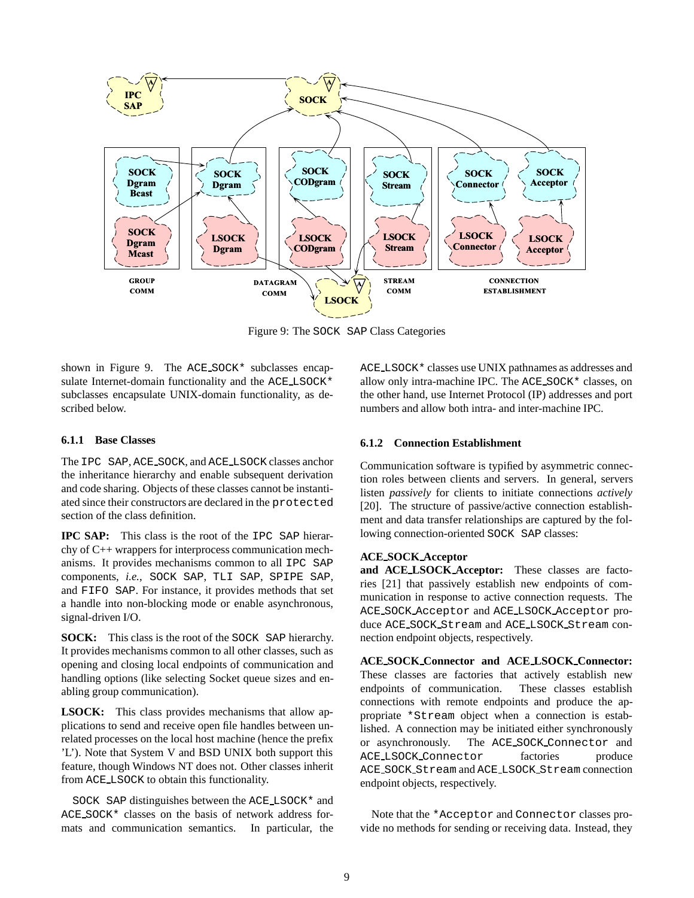IPC SAP

SOCK

SOCK Dgram Bcast

SOCK Dgram Mcast

SOCK Dgram

LSOCK Dgram

SOCK CODgram

LSOCK CODgram

SOCK Stream

LSOCK Stream

SOCK Connector

LSOCK Connector

SOCK Acceptor

LSOCK Acceptor

LSOCK

GROUP COMM

DATAGRAM COMM

STREAM COMM

CONNECTION ESTABLISHMENT

Figure 9: The SOCK SAP Class Categories

shown in Figure 9. The ACE_SOCK* subclasses encapsulate Internet-domain functionality and the ACE_LSOCK* subclasses encapsulate UNIX-domain functionality, as described below.

### 6.1.1 Base Classes

The IPC SAP, ACE_SOCK, and ACE_LSOCK classes anchor the inheritance hierarchy and enable subsequent derivation and code sharing. Objects of these classes cannot be instantiated since their constructors are declared in the protected section of the class definition.

**IPC SAP:** This class is the root of the IPC SAP hierarchy of C++ wrappers for interprocess communication mechanisms. It provides mechanisms common to all IPC SAP components, *i.e.*, SOCK SAP, TLI SAP, SPIPE SAP, and FIFO SAP. For instance, it provides methods that set a handle into non-blocking mode or enable asynchronous, signal-driven I/O.

**SOCK:** This class is the root of the SOCK SAP hierarchy. It provides mechanisms common to all other classes, such as opening and closing local endpoints of communication and handling options (like selecting Socket queue sizes and enabling group communication).

**LSOCK:** This class provides mechanisms that allow applications to send and receive open file handles between unrelated processes on the local host machine (hence the prefix 'L'). Note that System V and BSD UNIX both support this feature, though Windows NT does not. Other classes inherit from ACE_LSOCK to obtain this functionality.

SOCK SAP distinguishes between the ACE_LSOCK* and ACE_SOCK* classes on the basis of network address formats and communication semantics. In particular, the ACE_LSOCK* classes use UNIX pathnames as addresses and allow only intra-machine IPC. The ACE_SOCK* classes, on the other hand, use Internet Protocol (IP) addresses and port numbers and allow both intra- and inter-machine IPC.

### 6.1.2 Connection Establishment

Communication software is typified by asymmetric connection roles between clients and servers. In general, servers listen *passively* for clients to initiate connections *actively* [20]. The structure of passive/active connection establishment and data transfer relationships are captured by the following connection-oriented SOCK SAP classes:

**ACE_SOCK_Acceptor and ACE_LSOCK_Acceptor:** These classes are factories [21] that passively establish new endpoints of communication in response to active connection requests. The ACE_SOCK_Acceptor and ACE_LSOCK_Acceptor produce ACE_SOCK_Stream and ACE_LSOCK_Stream connection endpoint objects, respectively.

**ACE_SOCK_Connector and ACE_LSOCK_Connector:** These classes are factories that actively establish new endpoints of communication. These classes establish connections with remote endpoints and produce the appropriate *Stream object when a connection is established. A connection may be initiated either synchronously or asynchronously. The ACE_SOCK_Connector and ACE_LSOCK_Connector factories produce ACE_SOCK_Stream and ACE_LSOCK_Stream connection endpoint objects, respectively.

Note that the *Acceptor and Connector classes provide no methods for sending or receiving data. Instead, they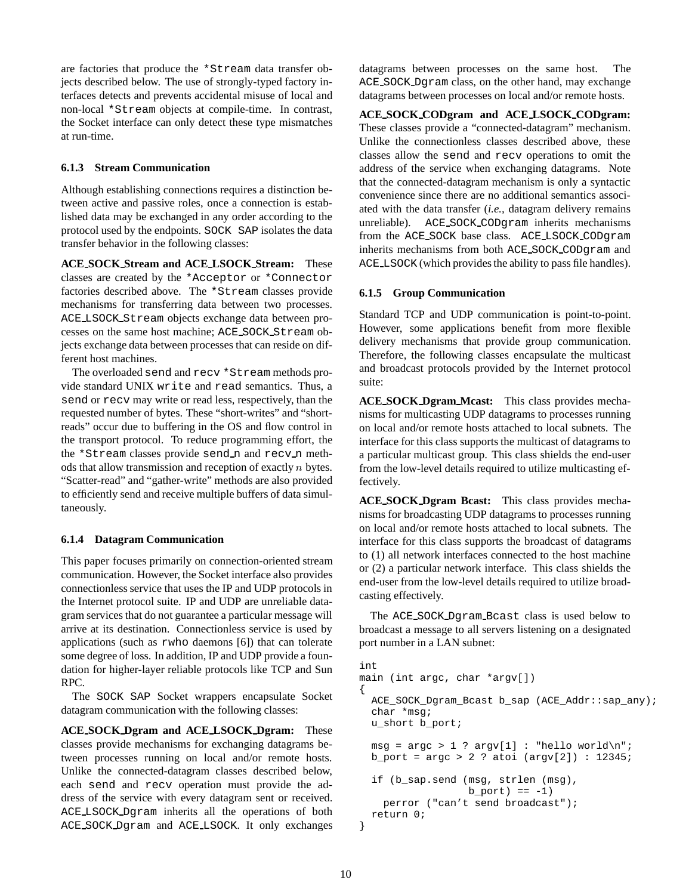are factories that produce the *Stream data transfer objects described below. The use of strongly-typed factory interfaces detects and prevents accidental misuse of local and non-local *Stream objects at compile-time. In contrast, the Socket interface can only detect these type mismatches at run-time.

#### 6.1.3 Stream Communication

Although establishing connections requires a distinction between active and passive roles, once a connection is established data may be exchanged in any order according to the protocol used by the endpoints. SOCK SAP isolates the data transfer behavior in the following classes:

**ACE_SOCK_Stream and ACE_LSOCK_Stream:** These classes are created by the *Acceptor or *Connector factories described above. The *Stream classes provide mechanisms for transferring data between two processes. ACE_LSOCK_Stream objects exchange data between processes on the same host machine; ACE_SOCK_Stream objects exchange data between processes that can reside on different host machines.

The overloaded send and recv *Stream methods provide standard UNIX write and read semantics. Thus, a send or recv may write or read less, respectively, than the requested number of bytes. These "short-writes" and "short-reads" occur due to buffering in the OS and flow control in the transport protocol. To reduce programming effort, the the *Stream classes provide send_n and recv_n methods that allow transmission and reception of exactly $n$ bytes. "Scatter-read" and "gather-write" methods are also provided to efficiently send and receive multiple buffers of data simultaneously.

#### 6.1.4 Datagram Communication

This paper focuses primarily on connection-oriented stream communication. However, the Socket interface also provides connectionless service that uses the IP and UDP protocols in the Internet protocol suite. IP and UDP are unreliable datagram services that do not guarantee a particular message will arrive at its destination. Connectionless service is used by applications (such as rwho daemons [6]) that can tolerate some degree of loss. In addition, IP and UDP provide a foundation for higher-layer reliable protocols like TCP and Sun RPC.

The SOCK SAP Socket wrappers encapsulate Socket datagram communication with the following classes:

**ACE_SOCK_Dgram and ACE_LSOCK_Dgram:** These classes provide mechanisms for exchanging datagrams between processes running on local and/or remote hosts. Unlike the connected-datagram classes described below, each send and recv operation must provide the address of the service with every datagram sent or received. ACE_LSOCK_Dgram inherits all the operations of both ACE_SOCK_Dgram and ACE_LSOCK. It only exchanges datagrams between processes on the same host. The ACE_SOCK_Dgram class, on the other hand, may exchange datagrams between processes on local and/or remote hosts.

**ACE_SOCK_CODgram and ACE_LSOCK_CODgram:** These classes provide a "connected-datagram" mechanism. Unlike the connectionless classes described above, these classes allow the send and recv operations to omit the address of the service when exchanging datagrams. Note that the connected-datagram mechanism is only a syntactic convenience since there are no additional semantics associated with the data transfer (*i.e.*, datagram delivery remains unreliable). ACE_SOCK_CODgram inherits mechanisms from the ACE_SOCK base class. ACE_LSOCK_CODgram inherits mechanisms from both ACE_SOCK_CODgram and ACE_LSOCK (which provides the ability to pass file handles).

#### 6.1.5 Group Communication

Standard TCP and UDP communication is point-to-point. However, some applications benefit from more flexible delivery mechanisms that provide group communication. Therefore, the following classes encapsulate the multicast and broadcast protocols provided by the Internet protocol suite:

**ACE_SOCK_Dgram_Mcast:** This class provides mechanisms for multicasting UDP datagrams to processes running on local and/or remote hosts attached to local subnets. The interface for this class supports the multicast of datagrams to a particular multicast group. This class shields the end-user from the low-level details required to utilize multicasting effectively.

**ACE_SOCK_Dgram Bcast:** This class provides mechanisms for broadcasting UDP datagrams to processes running on local and/or remote hosts attached to local subnets. The interface for this class supports the broadcast of datagrams to (1) all network interfaces connected to the host machine or (2) a particular network interface. This class shields the end-user from the low-level details required to utilize broadcasting effectively.

The ACE_SOCK_Dgram_Bcast class is used below to broadcast a message to all servers listening on a designated port number in a LAN subnet:

```
int
main (int argc, char *argv[])
{
  ACE_SOCK_Dgram_Bcast b_sap (ACE_Addr::sap_any);
  char *msg;
  u_short b_port;

  msg = argc > 1 ? argv[1] : "hello world\n";
  b_port = argc > 2 ? atoi (argv[2]) : 12345;

  if (b_sap.send (msg, strlen (msg),
                  b_port) == -1)
    perror ("can't send broadcast");
  return 0;
}
```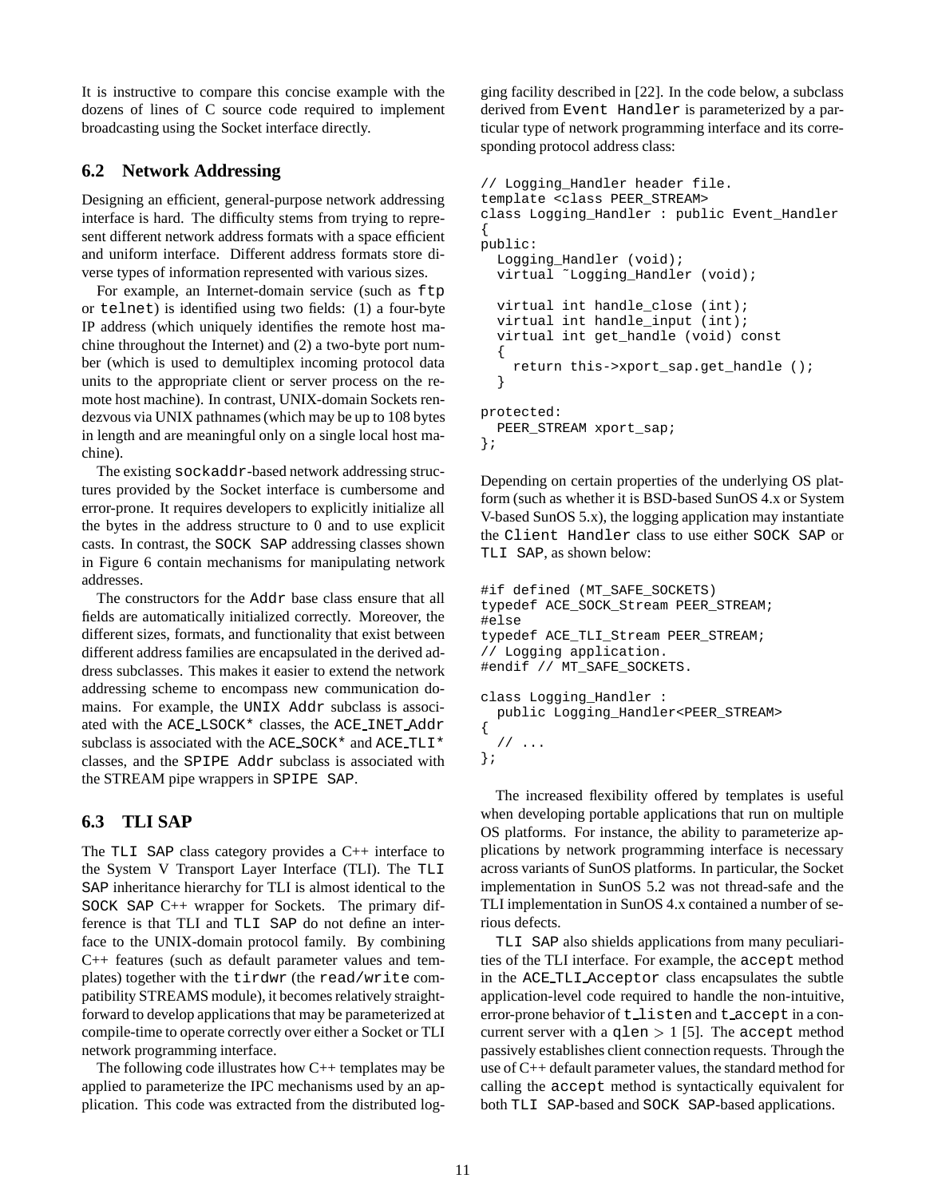It is instructive to compare this concise example with the dozens of lines of C source code required to implement broadcasting using the Socket interface directly.

## 6.2 Network Addressing

Designing an efficient, general-purpose network addressing interface is hard. The difficulty stems from trying to represent different network address formats with a space efficient and uniform interface. Different address formats store diverse types of information represented with various sizes.

For example, an Internet-domain service (such as `ftp` or `telnet`) is identified using two fields: (1) a four-byte IP address (which uniquely identifies the remote host machine throughout the Internet) and (2) a two-byte port number (which is used to demultiplex incoming protocol data units to the appropriate client or server process on the remote host machine). In contrast, UNIX-domain Sockets rendezvous via UNIX pathnames (which may be up to 108 bytes in length and are meaningful only on a single local host machine).

The existing `sockaddr`-based network addressing structures provided by the Socket interface is cumbersome and error-prone. It requires developers to explicitly initialize all the bytes in the address structure to 0 and to use explicit casts. In contrast, the `SOCK SAP` addressing classes shown in Figure 6 contain mechanisms for manipulating network addresses.

The constructors for the `Addr` base class ensure that all fields are automatically initialized correctly. Moreover, the different sizes, formats, and functionality that exist between different address families are encapsulated in the derived address subclasses. This makes it easier to extend the network addressing scheme to encompass new communication domains. For example, the `UNIX Addr` subclass is associated with the `ACE_LSOCK*` classes, the `ACE_INET_Addr` subclass is associated with the `ACE_SOCK*` and `ACE_TLI*` classes, and the `SPIPE Addr` subclass is associated with the STREAM pipe wrappers in `SPIPE SAP`.

## 6.3 TLI SAP

The `TLI SAP` class category provides a C++ interface to the System V Transport Layer Interface (TLI). The `TLI SAP` inheritance hierarchy for TLI is almost identical to the `SOCK SAP` C++ wrapper for Sockets. The primary difference is that TLI and `TLI SAP` do not define an interface to the UNIX-domain protocol family. By combining C++ features (such as default parameter values and templates) together with the `tirdwr` (the `read/write` compatibility STREAMS module), it becomes relatively straightforward to develop applications that may be parameterized at compile-time to operate correctly over either a Socket or TLI network programming interface.

The following code illustrates how C++ templates may be applied to parameterize the IPC mechanisms used by an application. This code was extracted from the distributed logging facility described in [22]. In the code below, a subclass derived from `Event Handler` is parameterized by a particular type of network programming interface and its corresponding protocol address class:

```
// Logging_Handler header file.
template <class PEER_STREAM>
class Logging_Handler : public Event_Handler
{
public:
  Logging_Handler (void);
  virtual ~Logging_Handler (void);

  virtual int handle_close (int);
  virtual int handle_input (int);
  virtual int get_handle (void) const
  {
    return this->xport_sap.get_handle ();
  }

protected:
  PEER_STREAM xport_sap;
};
```

Depending on certain properties of the underlying OS platform (such as whether it is BSD-based SunOS 4.x or System V-based SunOS 5.x), the logging application may instantiate the `Client Handler` class to use either `SOCK SAP` or `TLI SAP`, as shown below:

```
#if defined (MT_SAFE_SOCKETS)
typedef ACE_SOCK_Stream PEER_STREAM;
#else
typedef ACE_TLI_Stream PEER_STREAM;
// Logging application.
#endif // MT_SAFE_SOCKETS.

class Logging_Handler :
  public Logging_Handler<PEER_STREAM>
{
  // ...
};
```

The increased flexibility offered by templates is useful when developing portable applications that run on multiple OS platforms. For instance, the ability to parameterize applications by network programming interface is necessary across variants of SunOS platforms. In particular, the Socket implementation in SunOS 5.2 was not thread-safe and the TLI implementation in SunOS 4.x contained a number of serious defects.

`TLI SAP` also shields applications from many peculiarities of the TLI interface. For example, the `accept` method in the `ACE_TLI_Acceptor` class encapsulates the subtle application-level code required to handle the non-intuitive, error-prone behavior of `t_listen` and `t_accept` in a concurrent server with a `qlen` $> 1$ [5]. The `accept` method passively establishes client connection requests. Through the use of C++ default parameter values, the standard method for calling the `accept` method is syntactically equivalent for both `TLI SAP`-based and `SOCK SAP`-based applications.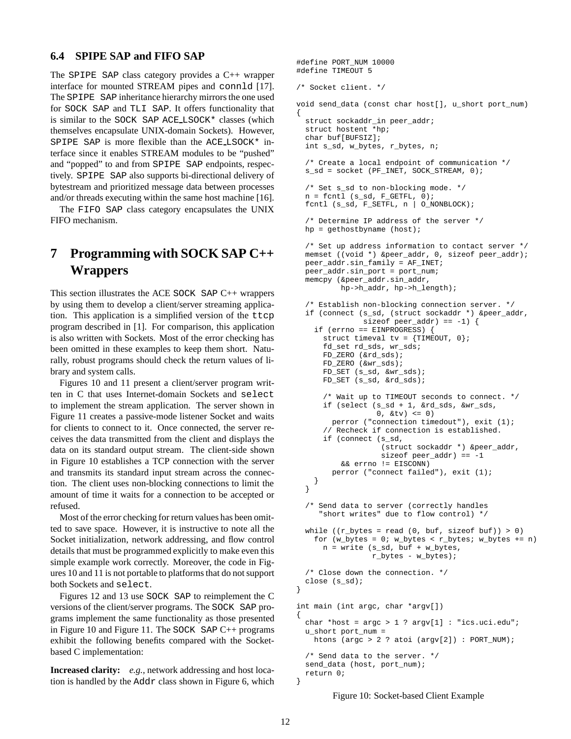### 6.4 SPIPE SAP and FIFO SAP

The SPIPE SAP class category provides a C++ wrapper interface for mounted STREAM pipes and connld [17]. The SPIPE SAP inheritance hierarchy mirrors the one used for SOCK SAP and TLI SAP. It offers functionality that is similar to the SOCK SAP ACE_LSOCK* classes (which themselves encapsulate UNIX-domain Sockets). However, SPIPE SAP is more flexible than the ACE_LSOCK* interface since it enables STREAM modules to be "pushed" and "popped" to and from SPIPE SAP endpoints, respectively. SPIPE SAP also supports bi-directional delivery of bytestream and prioritized message data between processes and/or threads executing within the same host machine [16].

The FIFO SAP class category encapsulates the UNIX FIFO mechanism.

# 7 Programming with SOCK SAP C++ Wrappers

This section illustrates the ACE SOCK SAP C++ wrappers by using them to develop a client/server streaming application. This application is a simplified version of the ttcp program described in [1]. For comparison, this application is also written with Sockets. Most of the error checking has been omitted in these examples to keep them short. Naturally, robust programs should check the return values of library and system calls.

Figures 10 and 11 present a client/server program written in C that uses Internet-domain Sockets and select to implement the stream application. The server shown in Figure 11 creates a passive-mode listener Socket and waits for clients to connect to it. Once connected, the server receives the data transmitted from the client and displays the data on its standard output stream. The client-side shown in Figure 10 establishes a TCP connection with the server and transmits its standard input stream across the connection. The client uses non-blocking connections to limit the amount of time it waits for a connection to be accepted or refused.

Most of the error checking for return values has been omitted to save space. However, it is instructive to note all the Socket initialization, network addressing, and flow control details that must be programmed explicitly to make even this simple example work correctly. Moreover, the code in Figures 10 and 11 is not portable to platforms that do not support both Sockets and select.

Figures 12 and 13 use SOCK SAP to reimplement the C versions of the client/server programs. The SOCK SAP programs implement the same functionality as those presented in Figure 10 and Figure 11. The SOCK SAP C++ programs exhibit the following benefits compared with the Socket-based C implementation:

**Increased clarity:** *e.g.,* network addressing and host location is handled by the Addr class shown in Figure 6, which

```
#define PORT_NUM 10000
#define TIMEOUT 5

/* Socket client. */

void send_data (const char host[], u_short port_num)
{
  struct sockaddr_in peer_addr;
  struct hostent *hp;
  char buf[BUFSIZ];
  int s_sd, w_bytes, r_bytes, n;

  /* Create a local endpoint of communication */
  s_sd = socket (PF_INET, SOCK_STREAM, 0);

  /* Set s_sd to non-blocking mode. */
  n = fcntl (s_sd, F_GETFL, 0);
  fcntl (s_sd, F_SETFL, n | O_NONBLOCK);

  /* Determine IP address of the server */
  hp = gethostbyname (host);

  /* Set up address information to contact server */
  memset ((void *) &peer_addr, 0, sizeof peer_addr);
  peer_addr.sin_family = AF_INET;
  peer_addr.sin_port = port_num;
  memcpy (&peer_addr.sin_addr,
          hp->h_addr, hp->h_length);

  /* Establish non-blocking connection server. */
  if (connect (s_sd, (struct sockaddr *) &peer_addr,
               sizeof peer_addr) == -1) {
    if (errno == EINPROGRESS) {
      struct timeval tv = {TIMEOUT, 0};
      fd_set rd_sds, wr_sds;
      FD_ZERO (&rd_sds);
      FD_ZERO (&wr_sds);
      FD_SET (s_sd, &wr_sds);
      FD_SET (s_sd, &rd_sds);

      /* Wait up to TIMEOUT seconds to connect. */
      if (select (s_sd + 1, &rd_sds, &wr_sds,
                  0, &tv) <= 0)
        perror ("connection timedout"), exit (1);
      // Recheck if connection is established.
      if (connect (s_sd,
                   (struct sockaddr *) &peer_addr,
                   sizeof peer_addr) == -1
          && errno != EISCONN)
        perror ("connect failed"), exit (1);
    }
  }

  /* Send data to server (correctly handles
     "short writes" due to flow control) */

  while ((r_bytes = read (0, buf, sizeof buf)) > 0)
    for (w_bytes = 0; w_bytes < r_bytes; w_bytes += n)
      n = write (s_sd, buf + w_bytes,
                 r_bytes - w_bytes);

  /* Close down the connection. */
  close (s_sd);
}

int main (int argc, char *argv[])
{
  char *host = argc > 1 ? argv[1] : "ics.uci.edu";
  u_short port_num =
    htons (argc > 2 ? atoi (argv[2]) : PORT_NUM);

  /* Send data to the server. */
  send_data (host, port_num);
  return 0;
}
```

Figure 10: Socket-based Client Example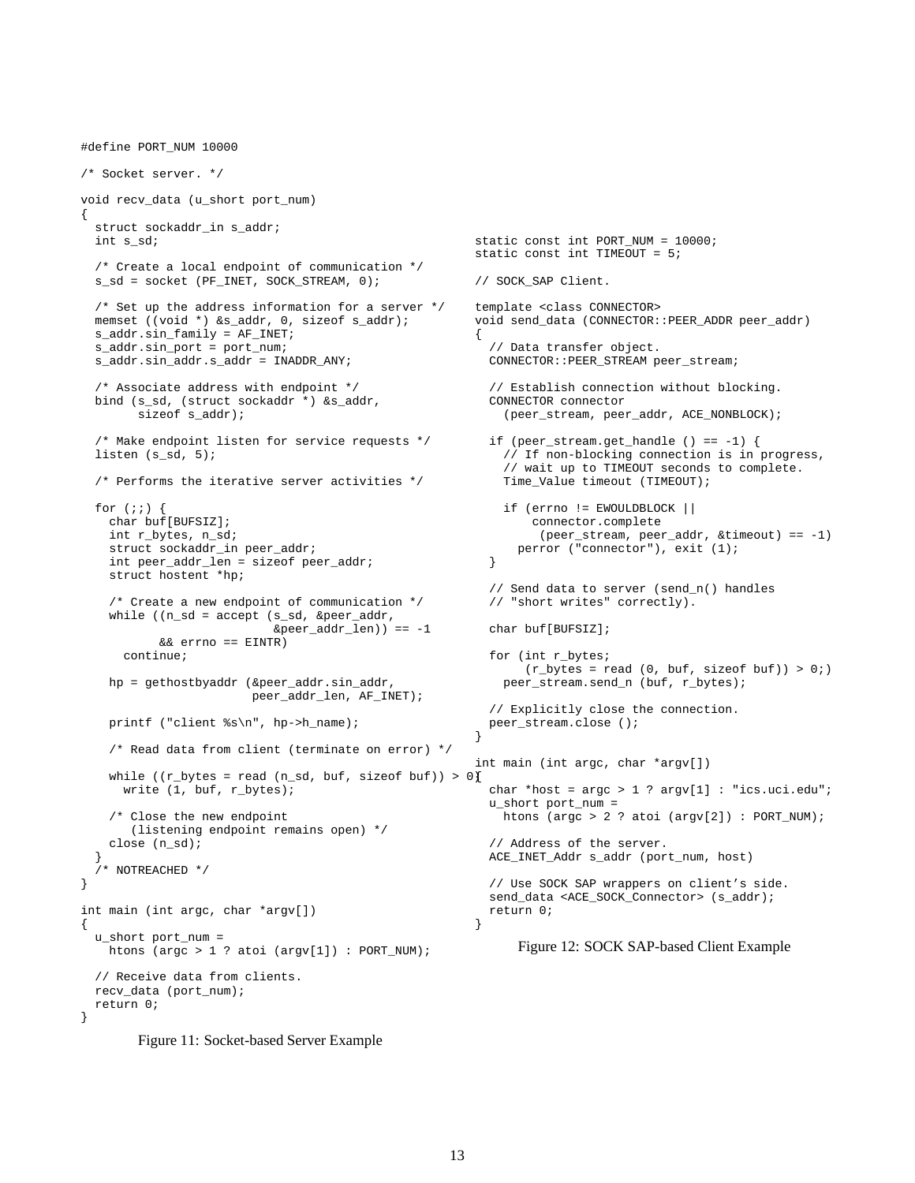```c
#define PORT_NUM 10000

/* Socket server. */

void recv_data (u_short port_num)
{
  struct sockaddr_in s_addr;
  int s_sd;

  /* Create a local endpoint of communication */
  s_sd = socket (PF_INET, SOCK_STREAM, 0);

  /* Set up the address information for a server */
  memset ((void *) &s_addr, 0, sizeof s_addr);
  s_addr.sin_family = AF_INET;
  s_addr.sin_port = port_num;
  s_addr.sin_addr.s_addr = INADDR_ANY;

  /* Associate address with endpoint */
  bind (s_sd, (struct sockaddr *) &s_addr,
        sizeof s_addr);

  /* Make endpoint listen for service requests */
  listen (s_sd, 5);

  /* Performs the iterative server activities */

  for (;;) {
    char buf[BUFSIZ];
    int r_bytes, n_sd;
    struct sockaddr_in peer_addr;
    int peer_addr_len = sizeof peer_addr;
    struct hostent *hp;

    /* Create a new endpoint of communication */
    while ((n_sd = accept (s_sd, &peer_addr,
                           &peer_addr_len)) == -1
           && errno == EINTR)
      continue;

    hp = gethostbyaddr (&peer_addr.sin_addr,
                        peer_addr_len, AF_INET);

    printf ("client %s\n", hp->h_name);

    /* Read data from client (terminate on error) */

    while ((r_bytes = read (n_sd, buf, sizeof buf)) > 0)
      write (1, buf, r_bytes);

    /* Close the new endpoint
       (listening endpoint remains open) */
    close (n_sd);
  }
  /* NOTREACHED */
}

int main (int argc, char *argv[])
{
  u_short port_num =
    htons (argc > 1 ? atoi (argv[1]) : PORT_NUM);

  // Receive data from clients.
  recv_data (port_num);
  return 0;
}
```

Figure 11: Socket-based Server Example

```cpp
static const int PORT_NUM = 10000;
static const int TIMEOUT = 5;

// SOCK_SAP Client.

template <class CONNECTOR>
void send_data (CONNECTOR::PEER_ADDR peer_addr)
{
  // Data transfer object.
  CONNECTOR::PEER_STREAM peer_stream;

  // Establish connection without blocking.
  CONNECTOR connector
    (peer_stream, peer_addr, ACE_NONBLOCK);

  if (peer_stream.get_handle () == -1) {
    // If non-blocking connection is in progress,
    // wait up to TIMEOUT seconds to complete.
    Time_Value timeout (TIMEOUT);

    if (errno != EWOULDBLOCK ||
        connector.complete
          (peer_stream, peer_addr, &timeout) == -1)
      perror ("connector"), exit (1);
  }

  // Send data to server (send_n() handles
  // "short writes" correctly).

  char buf[BUFSIZ];

  for (int r_bytes;
       (r_bytes = read (0, buf, sizeof buf)) > 0;)
    peer_stream.send_n (buf, r_bytes);

  // Explicitly close the connection.
  peer_stream.close ();
}

int main (int argc, char *argv[])
{
  char *host = argc > 1 ? argv[1] : "ics.uci.edu";
  u_short port_num =
    htons (argc > 2 ? atoi (argv[2]) : PORT_NUM);

  // Address of the server.
  ACE_INET_Addr s_addr (port_num, host)

  // Use SOCK SAP wrappers on client’s side.
  send_data <ACE_SOCK_Connector> (s_addr);
  return 0;
}
```

Figure 12: SOCK SAP-based Client Example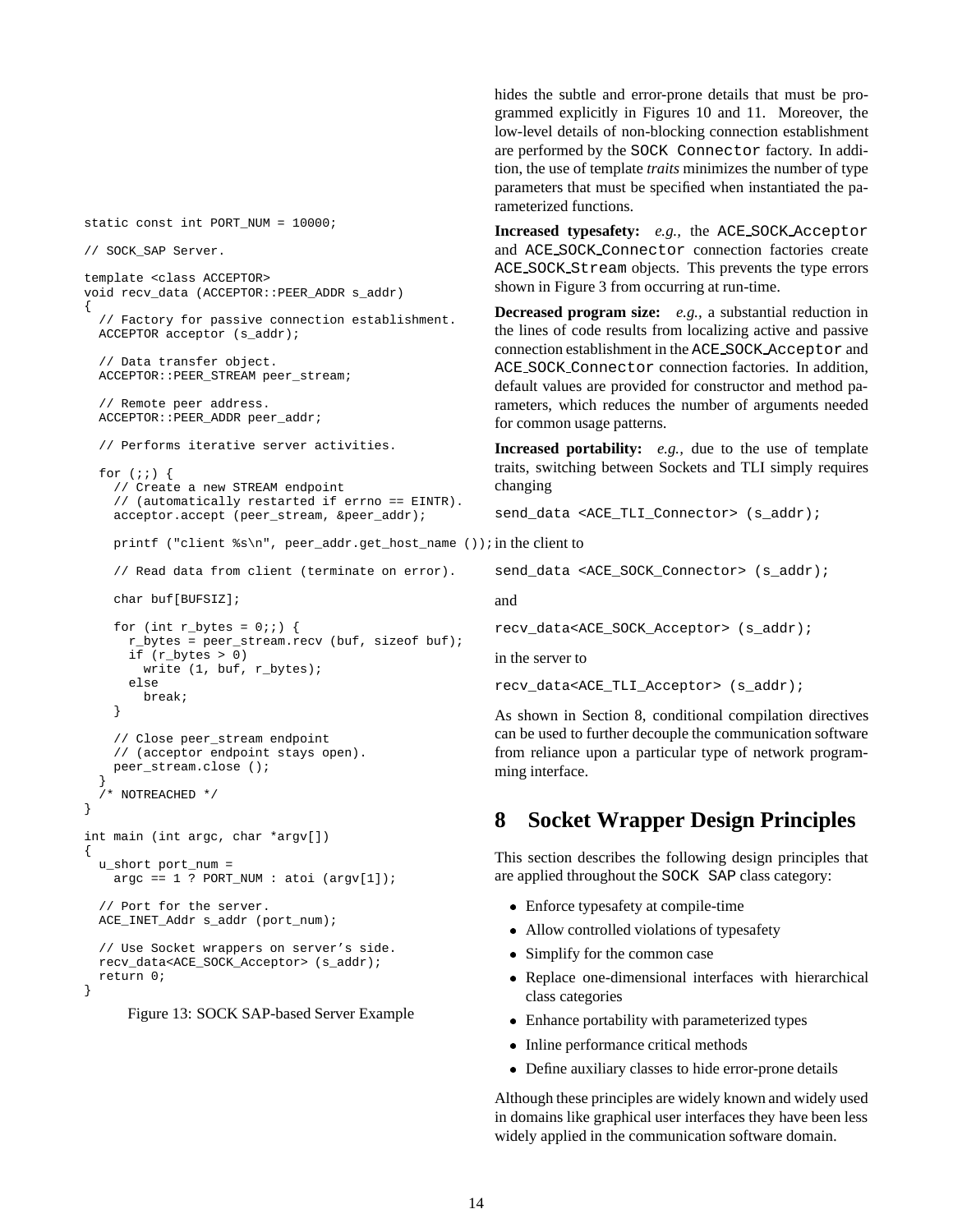```
static const int PORT_NUM = 10000;

// SOCK_SAP Server.

template <class ACCEPTOR>
void recv_data (ACCEPTOR::PEER_ADDR s_addr)
{
  // Factory for passive connection establishment.
  ACCEPTOR acceptor (s_addr);

  // Data transfer object.
  ACCEPTOR::PEER_STREAM peer_stream;

  // Remote peer address.
  ACCEPTOR::PEER_ADDR peer_addr;

  // Performs iterative server activities.

  for (;;) {
    // Create a new STREAM endpoint
    // (automatically restarted if errno == EINTR).
    acceptor.accept (peer_stream, &peer_addr);

    printf ("client %s\n", peer_addr.get_host_name ());

    // Read data from client (terminate on error).

    char buf[BUFSIZ];

    for (int r_bytes = 0;;) {
      r_bytes = peer_stream.recv (buf, sizeof buf);
      if (r_bytes > 0)
        write (1, buf, r_bytes);
      else
        break;
    }

    // Close peer_stream endpoint
    // (acceptor endpoint stays open).
    peer_stream.close ();
  }
  /* NOTREACHED */
}

int main (int argc, char *argv[])
{
  u_short port_num =
    argc == 1 ? PORT_NUM : atoi (argv[1]);

  // Port for the server.
  ACE_INET_Addr s_addr (port_num);

  // Use Socket wrappers on server's side.
  recv_data<ACE_SOCK_Acceptor> (s_addr);
  return 0;
}
```

Figure 13: SOCK SAP-based Server Example

hides the subtle and error-prone details that must be programmed explicitly in Figures 10 and 11. Moreover, the low-level details of non-blocking connection establishment are performed by the SOCK Connector factory. In addition, the use of template *traits* minimizes the number of type parameters that must be specified when instantiated the parameterized functions.

**Increased typesafety:** *e.g.,* the ACE_SOCK_Acceptor and ACE_SOCK_Connector connection factories create ACE_SOCK_Stream objects. This prevents the type errors shown in Figure 3 from occurring at run-time.

**Decreased program size:** *e.g.,* a substantial reduction in the lines of code results from localizing active and passive connection establishment in the ACE_SOCK_Acceptor and ACE_SOCK_Connector connection factories. In addition, default values are provided for constructor and method parameters, which reduces the number of arguments needed for common usage patterns.

**Increased portability:** *e.g.,* due to the use of template traits, switching between Sockets and TLI simply requires changing

```
send_data <ACE_TLI_Connector> (s_addr);
```

in the client to

```
send_data <ACE_SOCK_Connector> (s_addr);
```

and

```
recv_data<ACE_SOCK_Acceptor> (s_addr);
```

in the server to

```
recv_data<ACE_TLI_Acceptor> (s_addr);
```

As shown in Section 8, conditional compilation directives can be used to further decouple the communication software from reliance upon a particular type of network programming interface.

# 8 Socket Wrapper Design Principles

This section describes the following design principles that are applied throughout the SOCK SAP class category:

- Enforce typesafety at compile-time
- Allow controlled violations of typesafety
- Simplify for the common case
- Replace one-dimensional interfaces with hierarchical class categories
- Enhance portability with parameterized types
- Inline performance critical methods
- Define auxiliary classes to hide error-prone details

Although these principles are widely known and widely used in domains like graphical user interfaces they have been less widely applied in the communication software domain.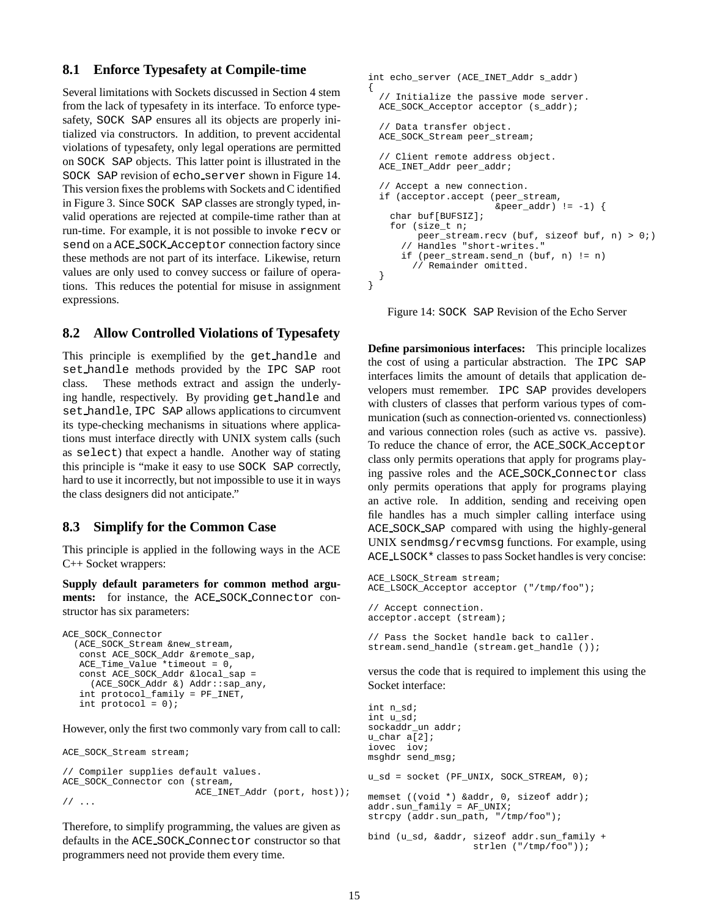### 8.1 Enforce Typesafety at Compile-time

Several limitations with Sockets discussed in Section 4 stem from the lack of typesafety in its interface. To enforce typesafety, SOCK SAP ensures all its objects are properly initialized via constructors. In addition, to prevent accidental violations of typesafety, only legal operations are permitted on SOCK SAP objects. This latter point is illustrated in the SOCK SAP revision of echo_server shown in Figure 14. This version fixes the problems with Sockets and C identified in Figure 3. Since SOCK SAP classes are strongly typed, invalid operations are rejected at compile-time rather than at run-time. For example, it is not possible to invoke recv or send on a ACE_SOCK_Acceptor connection factory since these methods are not part of its interface. Likewise, return values are only used to convey success or failure of operations. This reduces the potential for misuse in assignment expressions.

```
int echo_server (ACE_INET_Addr s_addr)
{
  // Initialize the passive mode server.
  ACE_SOCK_Acceptor acceptor (s_addr);

  // Data transfer object.
  ACE_SOCK_Stream peer_stream;

  // Client remote address object.
  ACE_INET_Addr peer_addr;

  // Accept a new connection.
  if (acceptor.accept (peer_stream,
                       &peer_addr) != -1) {
    char buf[BUFSIZ];
    for (size_t n;
         peer_stream.recv (buf, sizeof buf, n) > 0;)
      // Handles "short-writes."
      if (peer_stream.send_n (buf, n) != n)
        // Remainder omitted.
  }
}
```

Figure 14: SOCK SAP Revision of the Echo Server

### 8.2 Allow Controlled Violations of Typesafety

This principle is exemplified by the get_handle and set_handle methods provided by the IPC SAP root class. These methods extract and assign the underlying handle, respectively. By providing get_handle and set_handle, IPC SAP allows applications to circumvent its type-checking mechanisms in situations where applications must interface directly with UNIX system calls (such as select) that expect a handle. Another way of stating this principle is "make it easy to use SOCK SAP correctly, hard to use it incorrectly, but not impossible to use it in ways the class designers did not anticipate."

### 8.3 Simplify for the Common Case

This principle is applied in the following ways in the ACE C++ Socket wrappers:

**Supply default parameters for common method arguments:** for instance, the ACE_SOCK_Connector constructor has six parameters:

```
ACE_SOCK_Connector
  (ACE_SOCK_Stream &new_stream,
   const ACE_SOCK_Addr &remote_sap,
   ACE_Time_Value *timeout = 0,
   const ACE_SOCK_Addr &local_sap =
     (ACE_SOCK_Addr &) Addr::sap_any,
   int protocol_family = PF_INET,
   int protocol = 0);
```

However, only the first two commonly vary from call to call:

```
ACE_SOCK_Stream stream;

// Compiler supplies default values.
ACE_SOCK_Connector con (stream,
                        ACE_INET_Addr (port, host));
// ...
```

Therefore, to simplify programming, the values are given as defaults in the ACE_SOCK_Connector constructor so that programmers need not provide them every time.

**Define parsimonious interfaces:** This principle localizes the cost of using a particular abstraction. The IPC SAP interfaces limits the amount of details that application developers must remember. IPC SAP provides developers with clusters of classes that perform various types of communication (such as connection-oriented vs. connectionless) and various connection roles (such as active vs. passive). To reduce the chance of error, the ACE_SOCK_Acceptor class only permits operations that apply for programs playing passive roles and the ACE_SOCK_Connector class only permits operations that apply for programs playing an active role. In addition, sending and receiving open file handles has a much simpler calling interface using ACE_SOCK_SAP compared with using the highly-general UNIX sendmsg/recvmsg functions. For example, using ACE_LSOCK* classes to pass Socket handles is very concise:

```
ACE_LSOCK_Stream stream;
ACE_LSOCK_Acceptor acceptor ("/tmp/foo");

// Accept connection.
acceptor.accept (stream);

// Pass the Socket handle back to caller.
stream.send_handle (stream.get_handle ());
```

versus the code that is required to implement this using the Socket interface:

```
int n_sd;
int u_sd;
sockaddr_un addr;
u_char a[2];
iovec  iov;
msghdr send_msg;

u_sd = socket (PF_UNIX, SOCK_STREAM, 0);

memset ((void *) &addr, 0, sizeof addr);
addr.sun_family = AF_UNIX;
strcpy (addr.sun_path, "/tmp/foo");

bind (u_sd, &addr, sizeof addr.sun_family +
                   strlen ("/tmp/foo"));
```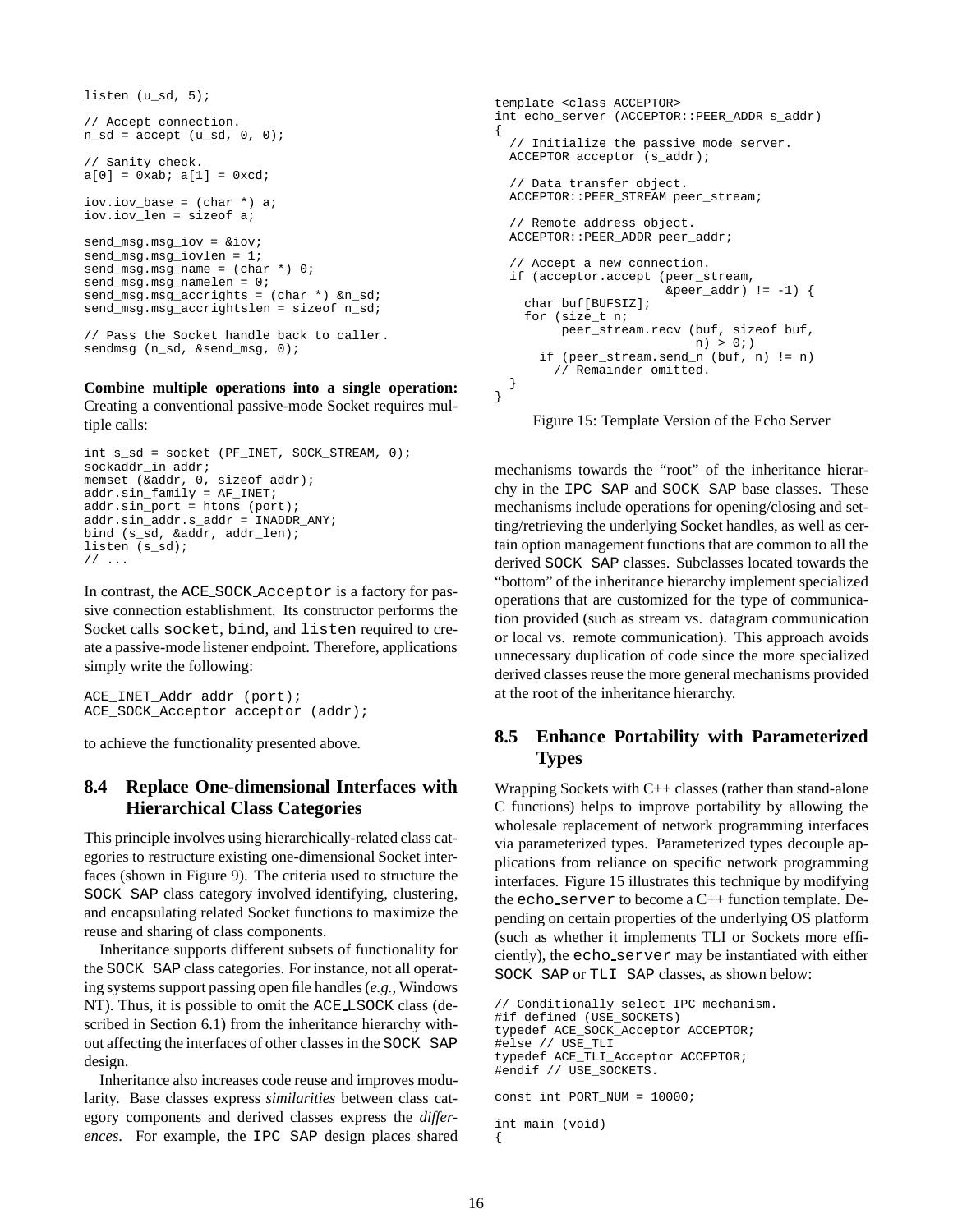```
listen (u_sd, 5);

// Accept connection.
n_sd = accept (u_sd, 0, 0);

// Sanity check.
a[0] = 0xab; a[1] = 0xcd;

iov.iov_base = (char *) a;
iov.iov_len = sizeof a;

send_msg.msg_iov = &iov;
send_msg.msg_iovlen = 1;
send_msg.msg_name = (char *) 0;
send_msg.msg_namelen = 0;
send_msg.msg_accrights = (char *) &n_sd;
send_msg.msg_accrightslen = sizeof n_sd;

// Pass the Socket handle back to caller.
sendmsg (n_sd, &send_msg, 0);
```

**Combine multiple operations into a single operation:** Creating a conventional passive-mode Socket requires multiple calls:

```
int s_sd = socket (PF_INET, SOCK_STREAM, 0);
sockaddr_in addr;
memset (&addr, 0, sizeof addr);
addr.sin_family = AF_INET;
addr.sin_port = htons (port);
addr.sin_addr.s_addr = INADDR_ANY;
bind (s_sd, &addr, addr_len);
listen (s_sd);
// ...
```

In contrast, the ACE_SOCK_Acceptor is a factory for passive connection establishment. Its constructor performs the Socket calls `socket`, `bind`, and `listen` required to create a passive-mode listener endpoint. Therefore, applications simply write the following:

```
ACE_INET_Addr addr (port);
ACE_SOCK_Acceptor acceptor (addr);
```

to achieve the functionality presented above.

## 8.4 Replace One-dimensional Interfaces with Hierarchical Class Categories

This principle involves using hierarchically-related class categories to restructure existing one-dimensional Socket interfaces (shown in Figure 9). The criteria used to structure the SOCK SAP class category involved identifying, clustering, and encapsulating related Socket functions to maximize the reuse and sharing of class components.

Inheritance supports different subsets of functionality for the SOCK SAP class categories. For instance, not all operating systems support passing open file handles (*e.g.,* Windows NT). Thus, it is possible to omit the ACE_LSOCK class (described in Section 6.1) from the inheritance hierarchy without affecting the interfaces of other classes in the SOCK SAP design.

Inheritance also increases code reuse and improves modularity. Base classes express *similarities* between class category components and derived classes express the *differences*. For example, the IPC SAP design places shared mechanisms towards the "root" of the inheritance hierarchy in the IPC SAP and SOCK SAP base classes. These mechanisms include operations for opening/closing and setting/retrieving the underlying Socket handles, as well as certain option management functions that are common to all the derived SOCK SAP classes. Subclasses located towards the "bottom" of the inheritance hierarchy implement specialized operations that are customized for the type of communication provided (such as stream vs. datagram communication or local vs. remote communication). This approach avoids unnecessary duplication of code since the more specialized derived classes reuse the more general mechanisms provided at the root of the inheritance hierarchy.

```
template <class ACCEPTOR>
int echo_server (ACCEPTOR::PEER_ADDR s_addr)
{
  // Initialize the passive mode server.
  ACCEPTOR acceptor (s_addr);

  // Data transfer object.
  ACCEPTOR::PEER_STREAM peer_stream;

  // Remote address object.
  ACCEPTOR::PEER_ADDR peer_addr;

  // Accept a new connection.
  if (acceptor.accept (peer_stream,
                       &peer_addr) != -1) {
    char buf[BUFSIZ];
    for (size_t n;
         peer_stream.recv (buf, sizeof buf,
                           n) > 0;)
      if (peer_stream.send_n (buf, n) != n)
        // Remainder omitted.
  }
}
```

Figure 15: Template Version of the Echo Server

## 8.5 Enhance Portability with Parameterized Types

Wrapping Sockets with C++ classes (rather than stand-alone C functions) helps to improve portability by allowing the wholesale replacement of network programming interfaces via parameterized types. Parameterized types decouple applications from reliance on specific network programming interfaces. Figure 15 illustrates this technique by modifying the echo_server to become a C++ function template. Depending on certain properties of the underlying OS platform (such as whether it implements TLI or Sockets more efficiently), the echo_server may be instantiated with either SOCK SAP or TLI SAP classes, as shown below:

```
// Conditionally select IPC mechanism.
#if defined (USE_SOCKETS)
typedef ACE_SOCK_Acceptor ACCEPTOR;
#else // USE_TLI
typedef ACE_TLI_Acceptor ACCEPTOR;
#endif // USE_SOCKETS.

const int PORT_NUM = 10000;

int main (void)
{
```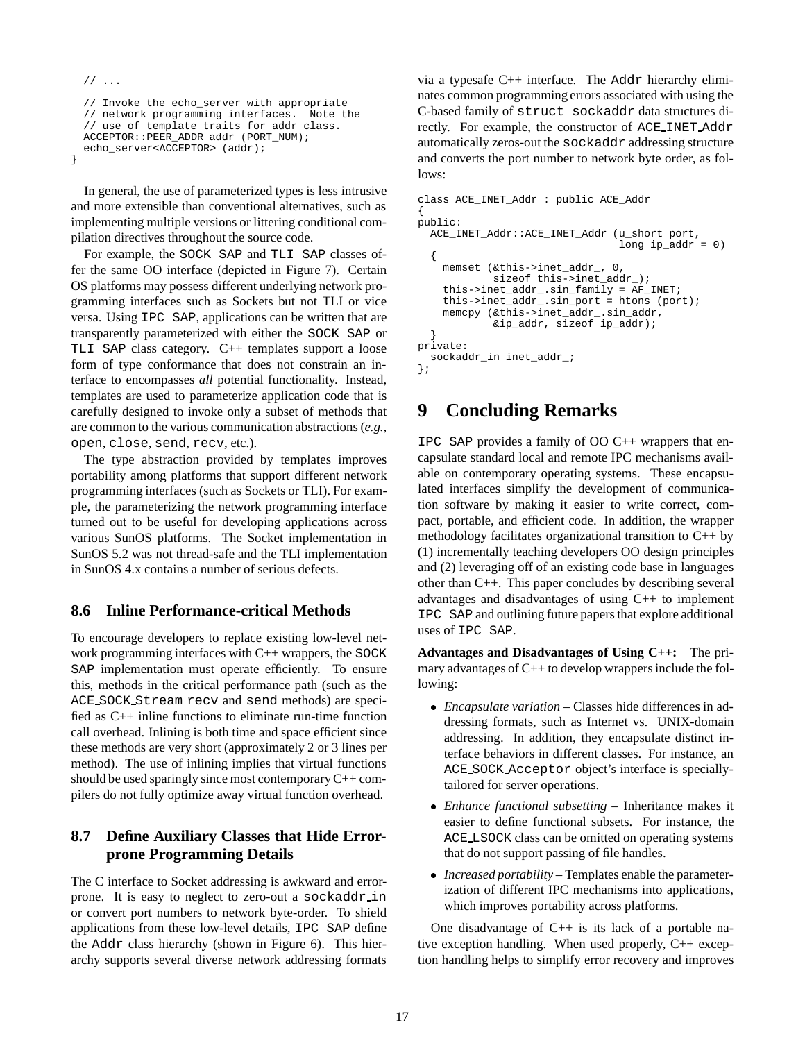```
  // ...

  // Invoke the echo_server with appropriate
  // network programming interfaces.  Note the
  // use of template traits for addr class.
  ACCEPTOR::PEER_ADDR addr (PORT_NUM);
  echo_server<ACCEPTOR> (addr);
}
```

In general, the use of parameterized types is less intrusive and more extensible than conventional alternatives, such as implementing multiple versions or littering conditional compilation directives throughout the source code.

For example, the SOCK SAP and TLI SAP classes offer the same OO interface (depicted in Figure 7). Certain OS platforms may possess different underlying network programming interfaces such as Sockets but not TLI or vice versa. Using IPC SAP, applications can be written that are transparently parameterized with either the SOCK SAP or TLI SAP class category. C++ templates support a loose form of type conformance that does not constrain an interface to encompasses *all* potential functionality. Instead, templates are used to parameterize application code that is carefully designed to invoke only a subset of methods that are common to the various communication abstractions (*e.g.*, open, close, send, recv, etc.).

The type abstraction provided by templates improves portability among platforms that support different network programming interfaces (such as Sockets or TLI). For example, the parameterizing the network programming interface turned out to be useful for developing applications across various SunOS platforms. The Socket implementation in SunOS 5.2 was not thread-safe and the TLI implementation in SunOS 4.x contains a number of serious defects.

### 8.6 Inline Performance-critical Methods

To encourage developers to replace existing low-level network programming interfaces with C++ wrappers, the SOCK SAP implementation must operate efficiently. To ensure this, methods in the critical performance path (such as the ACE_SOCK_Stream recv and send methods) are specified as C++ inline functions to eliminate run-time function call overhead. Inlining is both time and space efficient since these methods are very short (approximately 2 or 3 lines per method). The use of inlining implies that virtual functions should be used sparingly since most contemporary C++ compilers do not fully optimize away virtual function overhead.

### 8.7 Define Auxiliary Classes that Hide Error-prone Programming Details

The C interface to Socket addressing is awkward and error-prone. It is easy to neglect to zero-out a sockaddr_in or convert port numbers to network byte-order. To shield applications from these low-level details, IPC SAP define the Addr class hierarchy (shown in Figure 6). This hierarchy supports several diverse network addressing formats via a typesafe C++ interface. The Addr hierarchy eliminates common programming errors associated with using the C-based family of struct sockaddr data structures directly. For example, the constructor of ACE_INET_Addr automatically zeros-out the sockaddr addressing structure and converts the port number to network byte order, as follows:

```
class ACE_INET_Addr : public ACE_Addr
{
public:
  ACE_INET_Addr::ACE_INET_Addr (u_short port,
                               long ip_addr = 0)
  {
    memset (&this->inet_addr_, 0,
            sizeof this->inet_addr_);
    this->inet_addr_.sin_family = AF_INET;
    this->inet_addr_.sin_port = htons (port);
    memcpy (&this->inet_addr_.sin_addr,
            &ip_addr, sizeof ip_addr);
  }
private:
  sockaddr_in inet_addr_;
};
```

## 9 Concluding Remarks

IPC SAP provides a family of OO C++ wrappers that encapsulate standard local and remote IPC mechanisms available on contemporary operating systems. These encapsulated interfaces simplify the development of communication software by making it easier to write correct, compact, portable, and efficient code. In addition, the wrapper methodology facilitates organizational transition to C++ by (1) incrementally teaching developers OO design principles and (2) leveraging off of an existing code base in languages other than C++. This paper concludes by describing several advantages and disadvantages of using C++ to implement IPC SAP and outlining future papers that explore additional uses of IPC SAP.

**Advantages and Disadvantages of Using C++:** The primary advantages of C++ to develop wrappers include the following:

- *Encapsulate variation* – Classes hide differences in addressing formats, such as Internet vs. UNIX-domain addressing. In addition, they encapsulate distinct interface behaviors in different classes. For instance, an ACE_SOCK_Acceptor object's interface is specially-tailored for server operations.
- *Enhance functional subsetting* – Inheritance makes it easier to define functional subsets. For instance, the ACE_LSOCK class can be omitted on operating systems that do not support passing of file handles.
- *Increased portability* – Templates enable the parameterization of different IPC mechanisms into applications, which improves portability across platforms.

One disadvantage of C++ is its lack of a portable native exception handling. When used properly, C++ exception handling helps to simplify error recovery and improves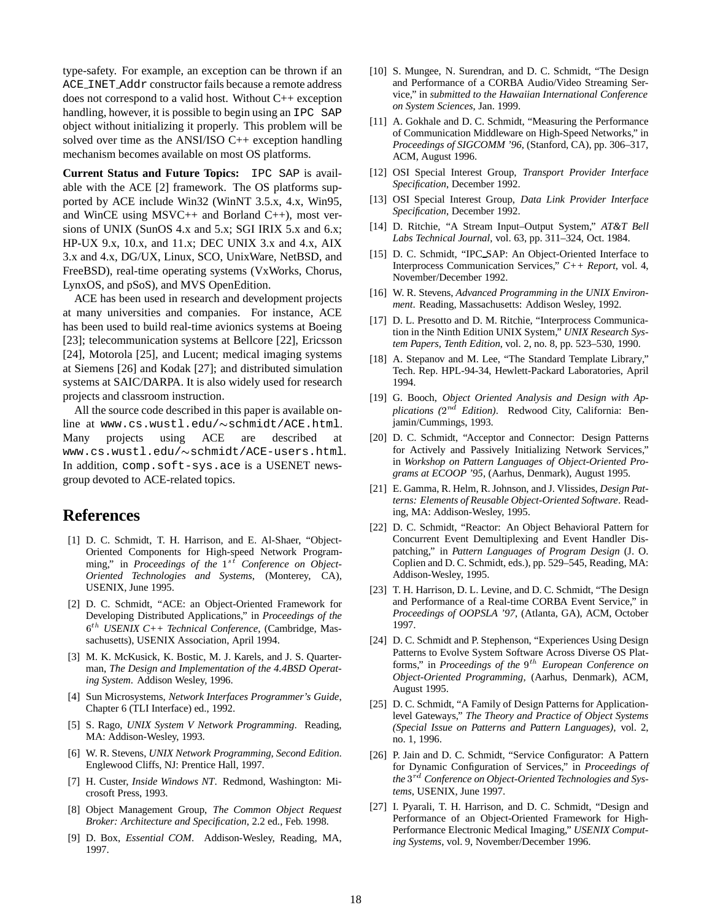type-safety. For example, an exception can be thrown if an ACE_INET_Addr constructor fails because a remote address does not correspond to a valid host. Without C++ exception handling, however, it is possible to begin using an IPC SAP object without initializing it properly. This problem will be solved over time as the ANSI/ISO C++ exception handling mechanism becomes available on most OS platforms.

**Current Status and Future Topics:** IPC SAP is available with the ACE [2] framework. The OS platforms supported by ACE include Win32 (WinNT 3.5.x, 4.x, Win95, and WinCE using MSVC++ and Borland C++), most versions of UNIX (SunOS 4.x and 5.x; SGI IRIX 5.x and 6.x; HP-UX 9.x, 10.x, and 11.x; DEC UNIX 3.x and 4.x, AIX 3.x and 4.x, DG/UX, Linux, SCO, UnixWare, NetBSD, and FreeBSD), real-time operating systems (VxWorks, Chorus, LynxOS, and pSoS), and MVS OpenEdition.

ACE has been used in research and development projects at many universities and companies. For instance, ACE has been used to build real-time avionics systems at Boeing [23]; telecommunication systems at Bellcore [22], Ericsson [24], Motorola [25], and Lucent; medical imaging systems at Siemens [26] and Kodak [27]; and distributed simulation systems at SAIC/DARPA. It is also widely used for research projects and classroom instruction.

All the source code described in this paper is available online at www.cs.wustl.edu/~schmidt/ACE.html. Many projects using ACE are described at www.cs.wustl.edu/~schmidt/ACE-users.html. In addition, comp.soft-sys.ace is a USENET newsgroup devoted to ACE-related topics.

## References

[1] D. C. Schmidt, T. H. Harrison, and E. Al-Shaer, "Object-Oriented Components for High-speed Network Programming," in *Proceedings of the* $1^{st}$ *Conference on Object-Oriented Technologies and Systems*, (Monterey, CA), USENIX, June 1995.

[2] D. C. Schmidt, "ACE: an Object-Oriented Framework for Developing Distributed Applications," in *Proceedings of the* $6^{th}$ *USENIX C++ Technical Conference*, (Cambridge, Massachusetts), USENIX Association, April 1994.

[3] M. K. McKusick, K. Bostic, M. J. Karels, and J. S. Quarterman, *The Design and Implementation of the 4.4BSD Operating System*. Addison Wesley, 1996.

[4] Sun Microsystems, *Network Interfaces Programmer's Guide*, Chapter 6 (TLI Interface) ed., 1992.

[5] S. Rago, *UNIX System V Network Programming*. Reading, MA: Addison-Wesley, 1993.

[6] W. R. Stevens, *UNIX Network Programming, Second Edition*. Englewood Cliffs, NJ: Prentice Hall, 1997.

[7] H. Custer, *Inside Windows NT*. Redmond, Washington: Microsoft Press, 1993.

[8] Object Management Group, *The Common Object Request Broker: Architecture and Specification*, 2.2 ed., Feb. 1998.

[9] D. Box, *Essential COM*. Addison-Wesley, Reading, MA, 1997.

[10] S. Mungee, N. Surendran, and D. C. Schmidt, "The Design and Performance of a CORBA Audio/Video Streaming Service," in *submitted to the Hawaiian International Conference on System Sciences*, Jan. 1999.

[11] A. Gokhale and D. C. Schmidt, "Measuring the Performance of Communication Middleware on High-Speed Networks," in *Proceedings of SIGCOMM '96*, (Stanford, CA), pp. 306–317, ACM, August 1996.

[12] OSI Special Interest Group, *Transport Provider Interface Specification*, December 1992.

[13] OSI Special Interest Group, *Data Link Provider Interface Specification*, December 1992.

[14] D. Ritchie, "A Stream Input–Output System," *AT&T Bell Labs Technical Journal*, vol. 63, pp. 311–324, Oct. 1984.

[15] D. C. Schmidt, "IPC_SAP: An Object-Oriented Interface to Interprocess Communication Services," *C++ Report*, vol. 4, November/December 1992.

[16] W. R. Stevens, *Advanced Programming in the UNIX Environment*. Reading, Massachusetts: Addison Wesley, 1992.

[17] D. L. Presotto and D. M. Ritchie, "Interprocess Communication in the Ninth Edition UNIX System," *UNIX Research System Papers, Tenth Edition*, vol. 2, no. 8, pp. 523–530, 1990.

[18] A. Stepanov and M. Lee, "The Standard Template Library," Tech. Rep. HPL-94-34, Hewlett-Packard Laboratories, April 1994.

[19] G. Booch, *Object Oriented Analysis and Design with Applications ($2^{nd}$ Edition)*. Redwood City, California: Benjamin/Cummings, 1993.

[20] D. C. Schmidt, "Acceptor and Connector: Design Patterns for Actively and Passively Initializing Network Services," in *Workshop on Pattern Languages of Object-Oriented Programs at ECOOP '95*, (Aarhus, Denmark), August 1995.

[21] E. Gamma, R. Helm, R. Johnson, and J. Vlissides, *Design Patterns: Elements of Reusable Object-Oriented Software*. Reading, MA: Addison-Wesley, 1995.

[22] D. C. Schmidt, "Reactor: An Object Behavioral Pattern for Concurrent Event Demultiplexing and Event Handler Dispatching," in *Pattern Languages of Program Design* (J. O. Coplien and D. C. Schmidt, eds.), pp. 529–545, Reading, MA: Addison-Wesley, 1995.

[23] T. H. Harrison, D. L. Levine, and D. C. Schmidt, "The Design and Performance of a Real-time CORBA Event Service," in *Proceedings of OOPSLA '97*, (Atlanta, GA), ACM, October 1997.

[24] D. C. Schmidt and P. Stephenson, "Experiences Using Design Patterns to Evolve System Software Across Diverse OS Platforms," in *Proceedings of the* $9^{th}$ *European Conference on Object-Oriented Programming*, (Aarhus, Denmark), ACM, August 1995.

[25] D. C. Schmidt, "A Family of Design Patterns for Application-level Gateways," *The Theory and Practice of Object Systems (Special Issue on Patterns and Pattern Languages)*, vol. 2, no. 1, 1996.

[26] P. Jain and D. C. Schmidt, "Service Configurator: A Pattern for Dynamic Configuration of Services," in *Proceedings of the* $3^{rd}$ *Conference on Object-Oriented Technologies and Systems*, USENIX, June 1997.

[27] I. Pyarali, T. H. Harrison, and D. C. Schmidt, "Design and Performance of an Object-Oriented Framework for High-Performance Electronic Medical Imaging," *USENIX Computing Systems*, vol. 9, November/December 1996.